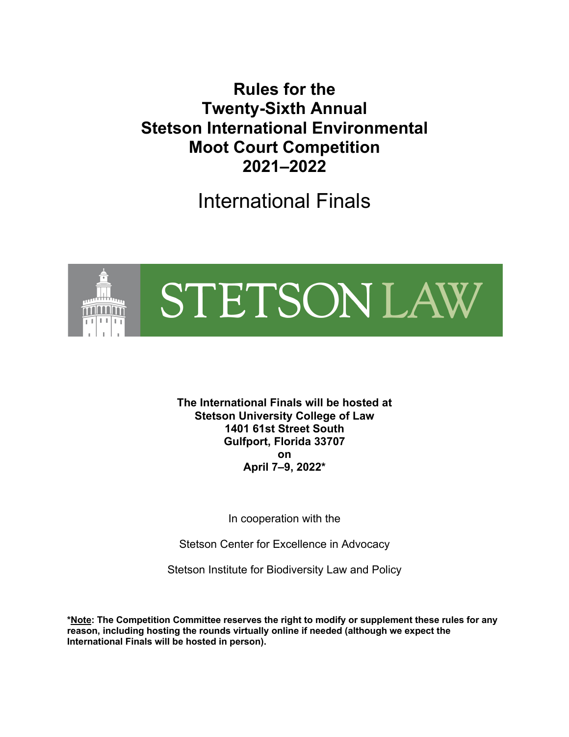# Rules for the Twenty-Sixth Annual Stetson International Environmental Moot Court Competition 2021–2022

## International Finals

STETSON LAW

**The International Finals will be hosted at**
**Stetson University College of Law**
**1401 61st Street South**
**Gulfport, Florida 33707**
**on**
**April 7–9, 2022***

In cooperation with the

Stetson Center for Excellence in Advocacy

Stetson Institute for Biodiversity Law and Policy

***Note: The Competition Committee reserves the right to modify or supplement these rules for any reason, including hosting the rounds virtually online if needed (although we expect the International Finals will be hosted in person).**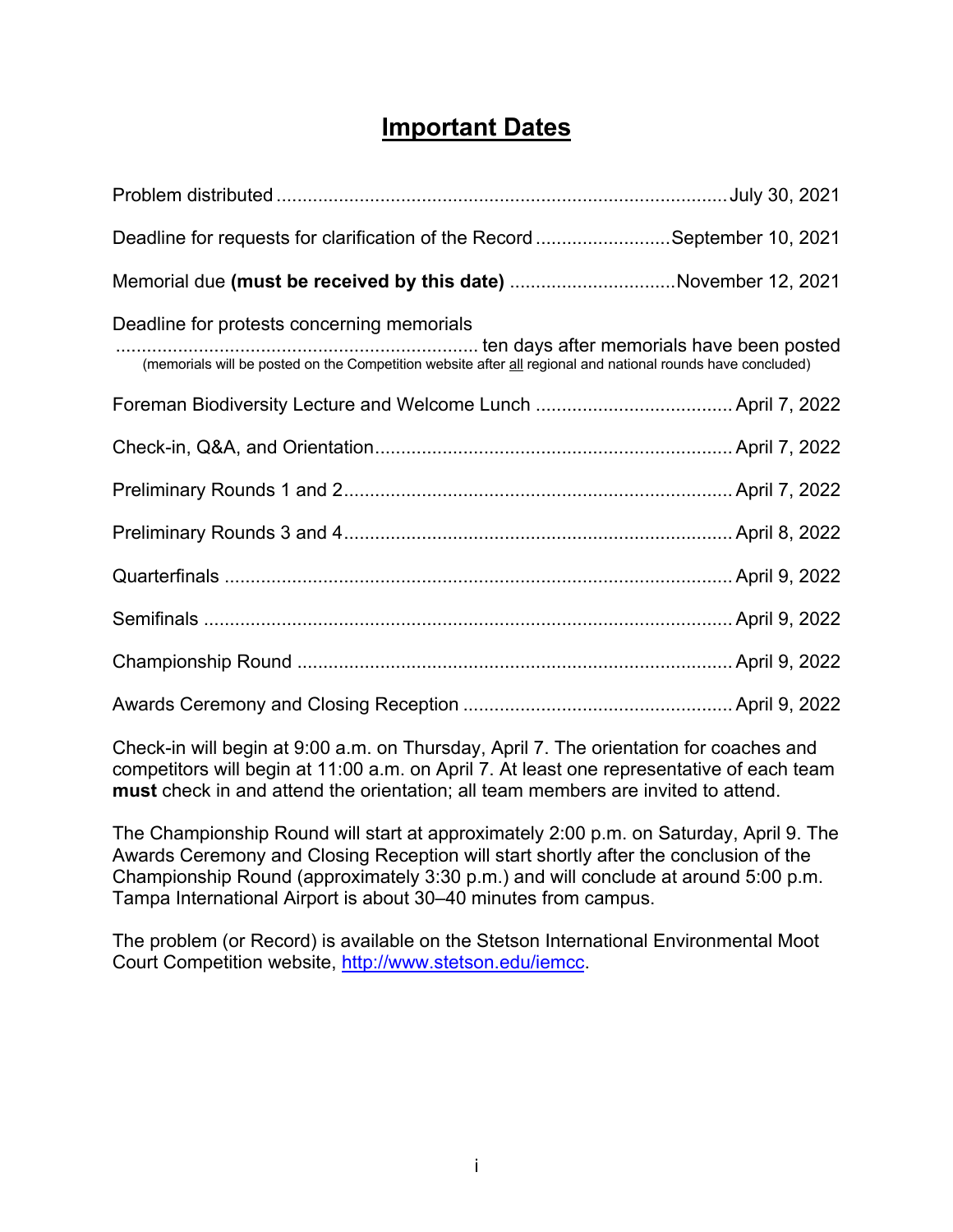# Important Dates

| Event | Date |
|---|---|
| Problem distributed | July 30, 2021 |
| Deadline for requests for clarification of the Record | September 10, 2021 |
| Memorial due **(must be received by this date)** | November 12, 2021 |
| Deadline for protests concerning memorials (memorials will be posted on the Competition website after all regional and national rounds have concluded) | ten days after memorials have been posted |
| Foreman Biodiversity Lecture and Welcome Lunch | April 7, 2022 |
| Check-in, Q&A, and Orientation | April 7, 2022 |
| Preliminary Rounds 1 and 2 | April 7, 2022 |
| Preliminary Rounds 3 and 4 | April 8, 2022 |
| Quarterfinals | April 9, 2022 |
| Semifinals | April 9, 2022 |
| Championship Round | April 9, 2022 |
| Awards Ceremony and Closing Reception | April 9, 2022 |

Check-in will begin at 9:00 a.m. on Thursday, April 7. The orientation for coaches and competitors will begin at 11:00 a.m. on April 7. At least one representative of each team **must** check in and attend the orientation; all team members are invited to attend.

The Championship Round will start at approximately 2:00 p.m. on Saturday, April 9. The Awards Ceremony and Closing Reception will start shortly after the conclusion of the Championship Round (approximately 3:30 p.m.) and will conclude at around 5:00 p.m. Tampa International Airport is about 30–40 minutes from campus.

The problem (or Record) is available on the Stetson International Environmental Moot Court Competition website, http://www.stetson.edu/iemcc.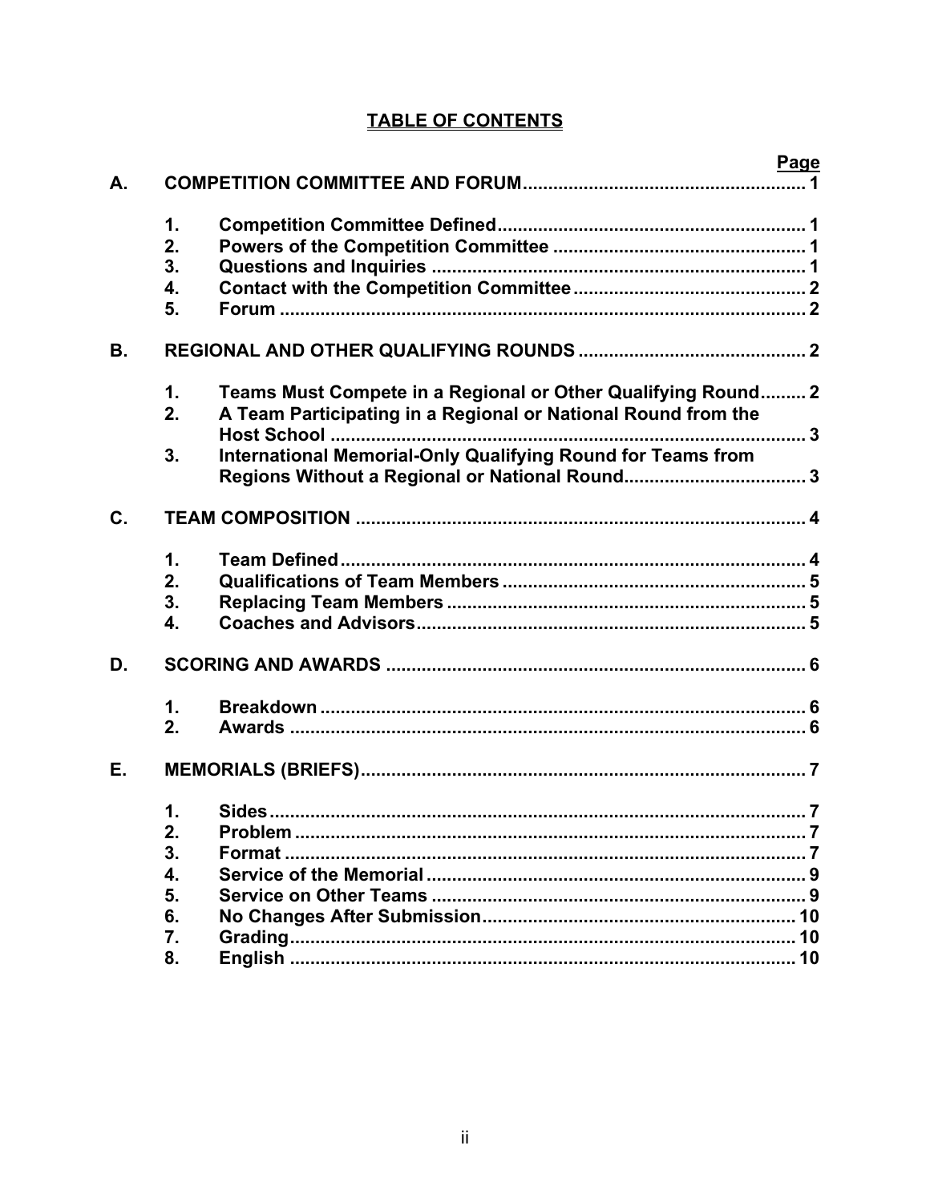# TABLE OF CONTENTS

| | | | Page |
|---|---|---|---|
| A. | COMPETITION COMMITTEE AND FORUM | | 1 |
| | 1. | Competition Committee Defined | 1 |
| | 2. | Powers of the Competition Committee | 1 |
| | 3. | Questions and Inquiries | 1 |
| | 4. | Contact with the Competition Committee | 2 |
| | 5. | Forum | 2 |
| B. | REGIONAL AND OTHER QUALIFYING ROUNDS | | 2 |
| | 1. | Teams Must Compete in a Regional or Other Qualifying Round | 2 |
| | 2. | A Team Participating in a Regional or National Round from the Host School | 3 |
| | 3. | International Memorial-Only Qualifying Round for Teams from Regions Without a Regional or National Round | 3 |
| C. | TEAM COMPOSITION | | 4 |
| | 1. | Team Defined | 4 |
| | 2. | Qualifications of Team Members | 5 |
| | 3. | Replacing Team Members | 5 |
| | 4. | Coaches and Advisors | 5 |
| D. | SCORING AND AWARDS | | 6 |
| | 1. | Breakdown | 6 |
| | 2. | Awards | 6 |
| E. | MEMORIALS (BRIEFS) | | 7 |
| | 1. | Sides | 7 |
| | 2. | Problem | 7 |
| | 3. | Format | 7 |
| | 4. | Service of the Memorial | 9 |
| | 5. | Service on Other Teams | 9 |
| | 6. | No Changes After Submission | 10 |
| | 7. | Grading | 10 |
| | 8. | English | 10 |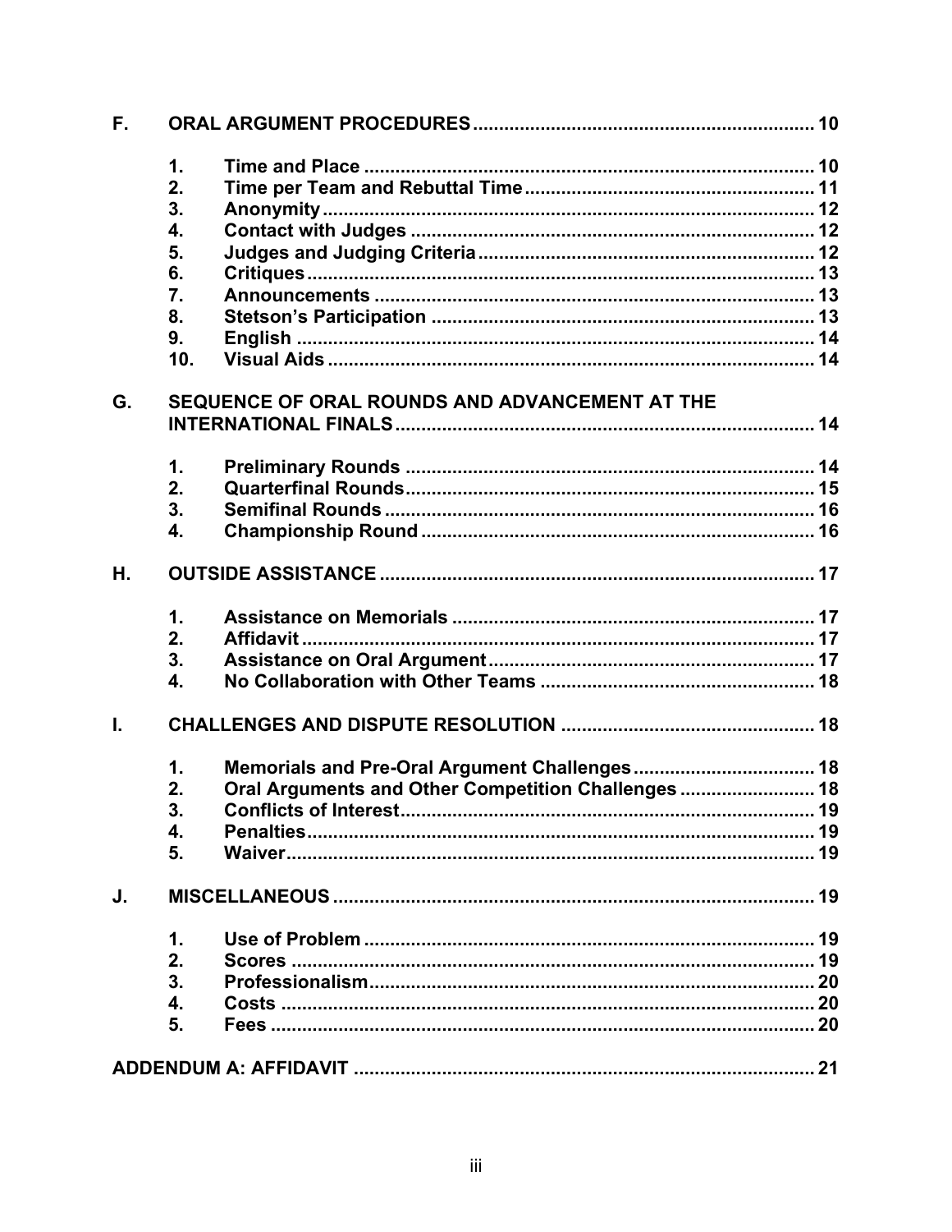**F. ORAL ARGUMENT PROCEDURES ... 10**

1. **Time and Place ... 10**
2. **Time per Team and Rebuttal Time ... 11**
3. **Anonymity ... 12**
4. **Contact with Judges ... 12**
5. **Judges and Judging Criteria ... 12**
6. **Critiques ... 13**
7. **Announcements ... 13**
8. **Stetson's Participation ... 13**
9. **English ... 14**
10. **Visual Aids ... 14**

**G. SEQUENCE OF ORAL ROUNDS AND ADVANCEMENT AT THE INTERNATIONAL FINALS ... 14**

1. **Preliminary Rounds ... 14**
2. **Quarterfinal Rounds ... 15**
3. **Semifinal Rounds ... 16**
4. **Championship Round ... 16**

**H. OUTSIDE ASSISTANCE ... 17**

1. **Assistance on Memorials ... 17**
2. **Affidavit ... 17**
3. **Assistance on Oral Argument ... 17**
4. **No Collaboration with Other Teams ... 18**

**I. CHALLENGES AND DISPUTE RESOLUTION ... 18**

1. **Memorials and Pre-Oral Argument Challenges ... 18**
2. **Oral Arguments and Other Competition Challenges ... 18**
3. **Conflicts of Interest ... 19**
4. **Penalties ... 19**
5. **Waiver ... 19**

**J. MISCELLANEOUS ... 19**

1. **Use of Problem ... 19**
2. **Scores ... 19**
3. **Professionalism ... 20**
4. **Costs ... 20**
5. **Fees ... 20**

**ADDENDUM A: AFFIDAVIT ... 21**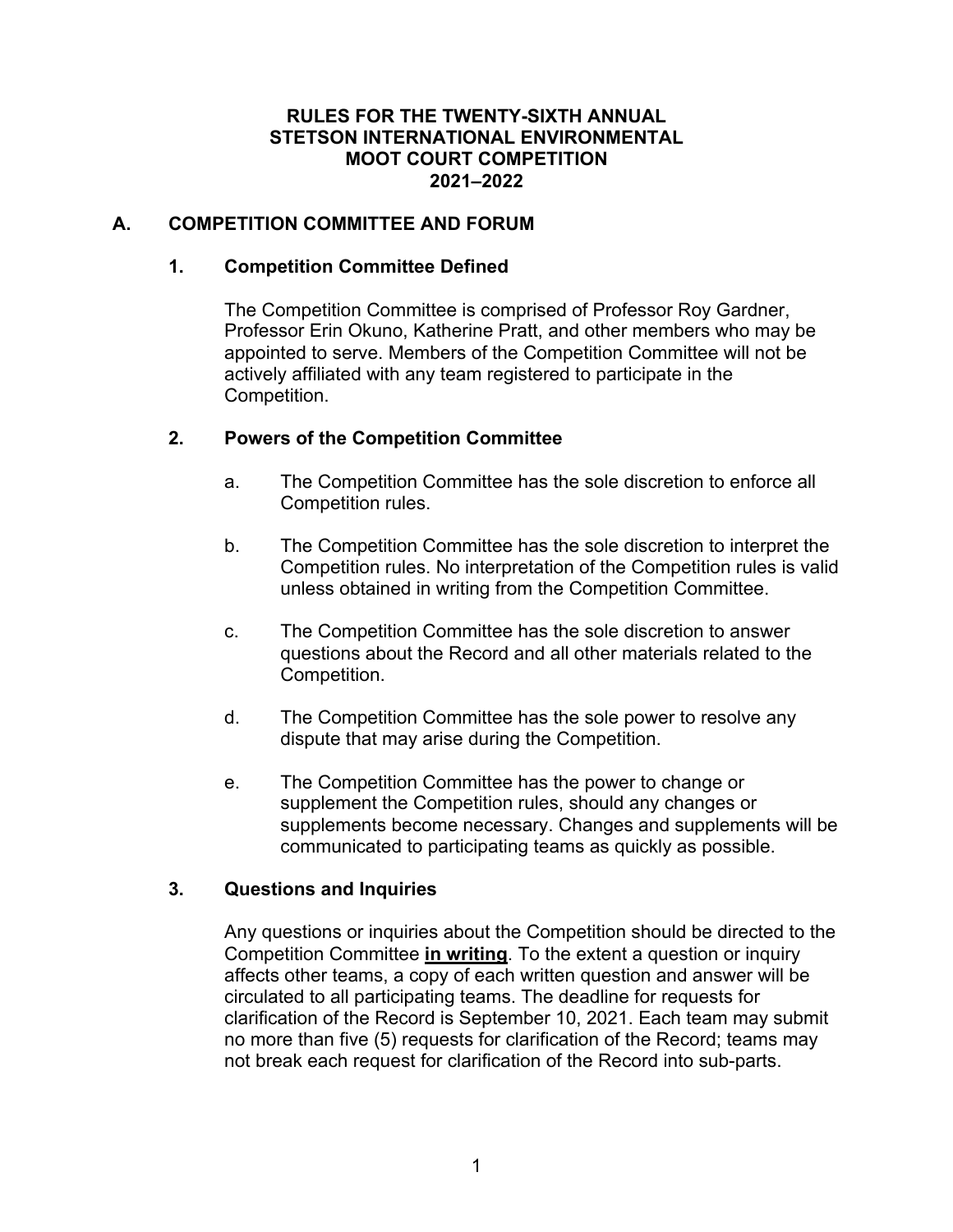# RULES FOR THE TWENTY-SIXTH ANNUAL STETSON INTERNATIONAL ENVIRONMENTAL MOOT COURT COMPETITION 2021–2022

## A. COMPETITION COMMITTEE AND FORUM

### 1. Competition Committee Defined

The Competition Committee is comprised of Professor Roy Gardner, Professor Erin Okuno, Katherine Pratt, and other members who may be appointed to serve. Members of the Competition Committee will not be actively affiliated with any team registered to participate in the Competition.

### 2. Powers of the Competition Committee

a. The Competition Committee has the sole discretion to enforce all Competition rules.

b. The Competition Committee has the sole discretion to interpret the Competition rules. No interpretation of the Competition rules is valid unless obtained in writing from the Competition Committee.

c. The Competition Committee has the sole discretion to answer questions about the Record and all other materials related to the Competition.

d. The Competition Committee has the sole power to resolve any dispute that may arise during the Competition.

e. The Competition Committee has the power to change or supplement the Competition rules, should any changes or supplements become necessary. Changes and supplements will be communicated to participating teams as quickly as possible.

### 3. Questions and Inquiries

Any questions or inquiries about the Competition should be directed to the Competition Committee **in writing**. To the extent a question or inquiry affects other teams, a copy of each written question and answer will be circulated to all participating teams. The deadline for requests for clarification of the Record is September 10, 2021. Each team may submit no more than five (5) requests for clarification of the Record; teams may not break each request for clarification of the Record into sub-parts.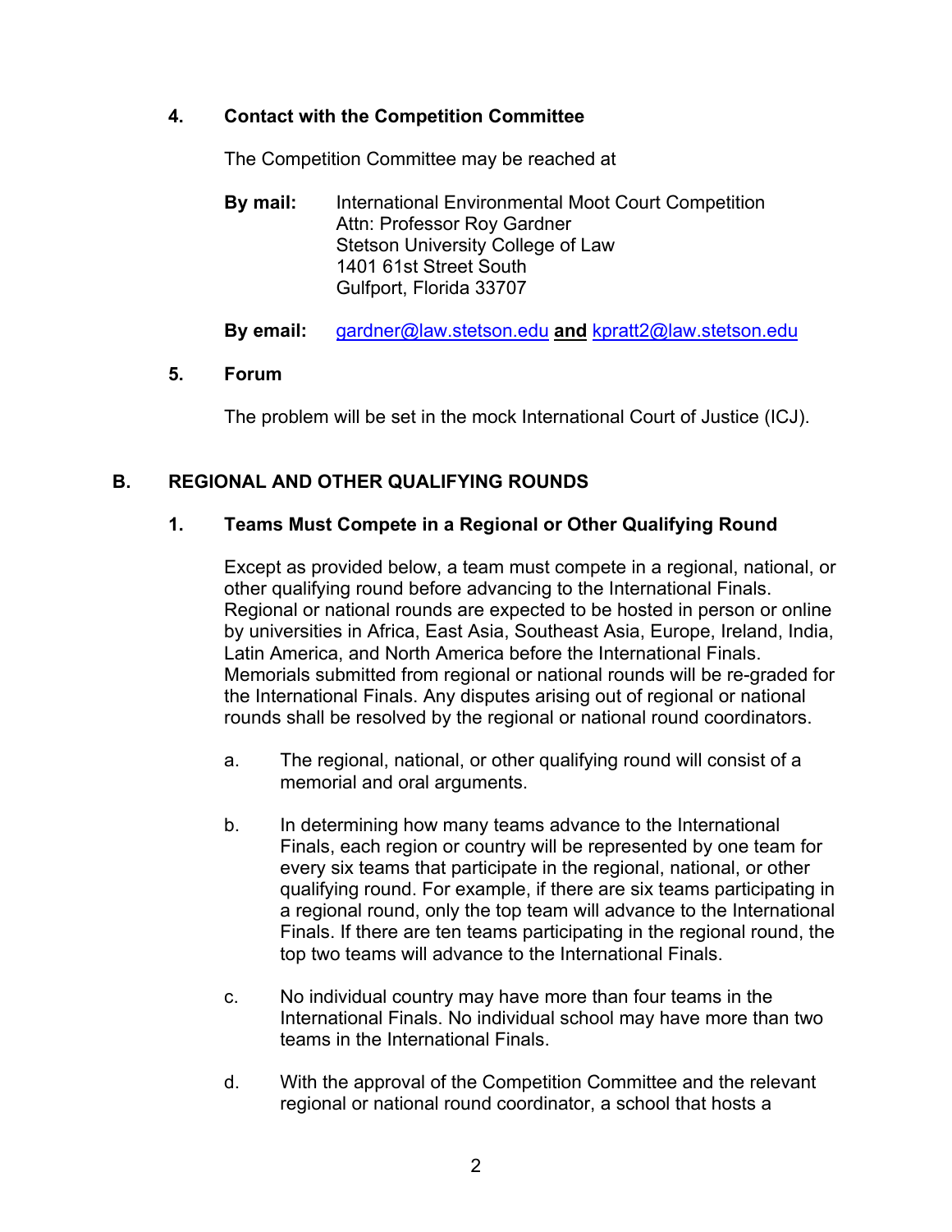### 4. Contact with the Competition Committee

The Competition Committee may be reached at

**By mail:** International Environmental Moot Court Competition
Attn: Professor Roy Gardner
Stetson University College of Law
1401 61st Street South
Gulfport, Florida 33707

**By email:** gardner@law.stetson.edu **and** kpratt2@law.stetson.edu

### 5. Forum

The problem will be set in the mock International Court of Justice (ICJ).

## B. REGIONAL AND OTHER QUALIFYING ROUNDS

### 1. Teams Must Compete in a Regional or Other Qualifying Round

Except as provided below, a team must compete in a regional, national, or other qualifying round before advancing to the International Finals. Regional or national rounds are expected to be hosted in person or online by universities in Africa, East Asia, Southeast Asia, Europe, Ireland, India, Latin America, and North America before the International Finals. Memorials submitted from regional or national rounds will be re-graded for the International Finals. Any disputes arising out of regional or national rounds shall be resolved by the regional or national round coordinators.

a. The regional, national, or other qualifying round will consist of a memorial and oral arguments.

b. In determining how many teams advance to the International Finals, each region or country will be represented by one team for every six teams that participate in the regional, national, or other qualifying round. For example, if there are six teams participating in a regional round, only the top team will advance to the International Finals. If there are ten teams participating in the regional round, the top two teams will advance to the International Finals.

c. No individual country may have more than four teams in the International Finals. No individual school may have more than two teams in the International Finals.

d. With the approval of the Competition Committee and the relevant regional or national round coordinator, a school that hosts a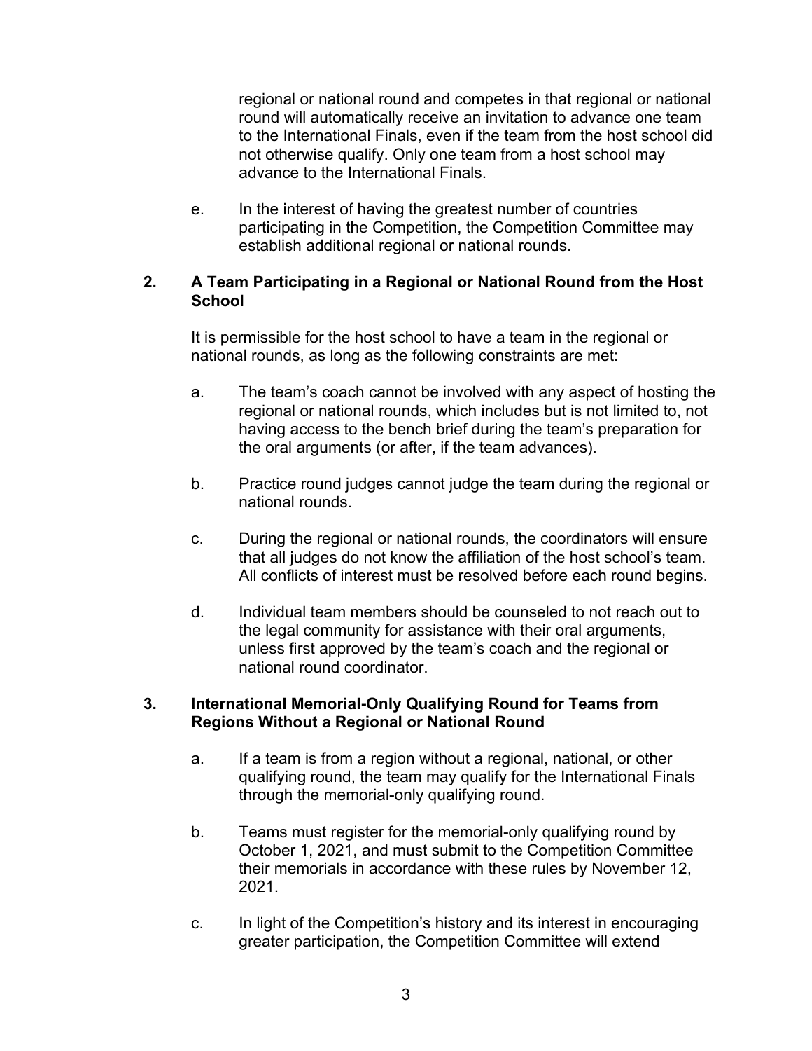regional or national round and competes in that regional or national round will automatically receive an invitation to advance one team to the International Finals, even if the team from the host school did not otherwise qualify. Only one team from a host school may advance to the International Finals.

e. In the interest of having the greatest number of countries participating in the Competition, the Competition Committee may establish additional regional or national rounds.

**2. A Team Participating in a Regional or National Round from the Host School**

It is permissible for the host school to have a team in the regional or national rounds, as long as the following constraints are met:

a. The team's coach cannot be involved with any aspect of hosting the regional or national rounds, which includes but is not limited to, not having access to the bench brief during the team's preparation for the oral arguments (or after, if the team advances).

b. Practice round judges cannot judge the team during the regional or national rounds.

c. During the regional or national rounds, the coordinators will ensure that all judges do not know the affiliation of the host school's team. All conflicts of interest must be resolved before each round begins.

d. Individual team members should be counseled to not reach out to the legal community for assistance with their oral arguments, unless first approved by the team's coach and the regional or national round coordinator.

**3. International Memorial-Only Qualifying Round for Teams from Regions Without a Regional or National Round**

a. If a team is from a region without a regional, national, or other qualifying round, the team may qualify for the International Finals through the memorial-only qualifying round.

b. Teams must register for the memorial-only qualifying round by October 1, 2021, and must submit to the Competition Committee their memorials in accordance with these rules by November 12, 2021.

c. In light of the Competition's history and its interest in encouraging greater participation, the Competition Committee will extend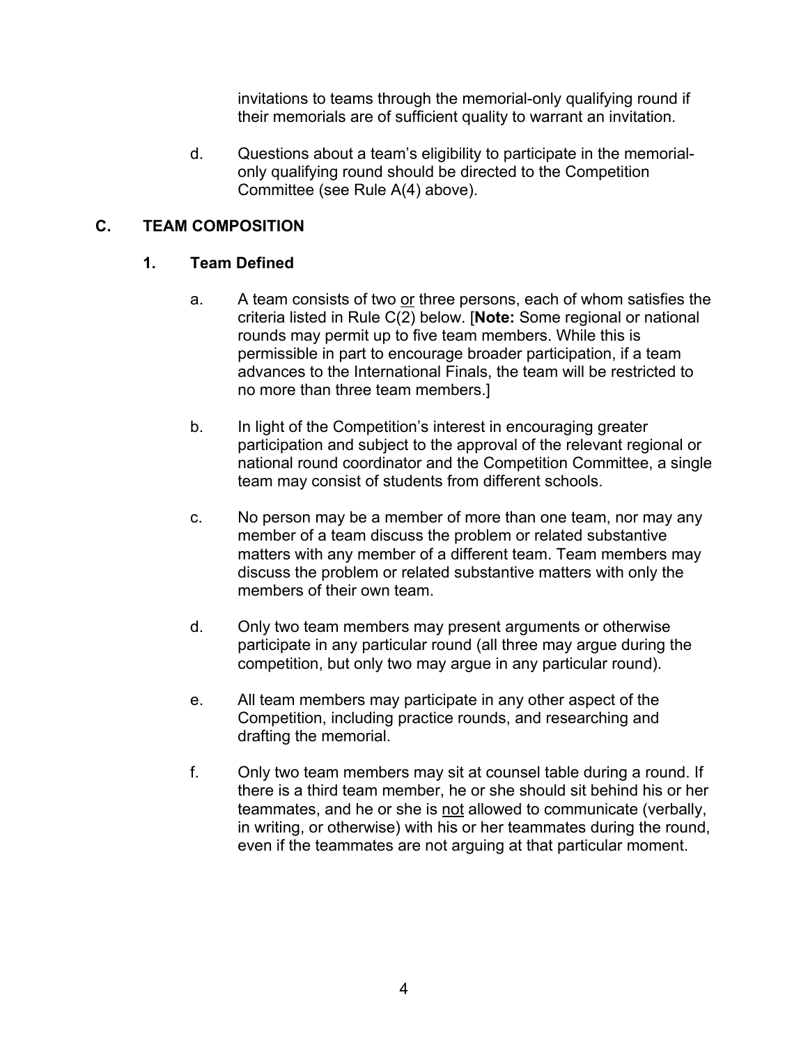invitations to teams through the memorial-only qualifying round if their memorials are of sufficient quality to warrant an invitation.

d. Questions about a team's eligibility to participate in the memorial-only qualifying round should be directed to the Competition Committee (see Rule A(4) above).

## C. TEAM COMPOSITION

### 1. Team Defined

a. A team consists of two <u>or</u> three persons, each of whom satisfies the criteria listed in Rule C(2) below. [**Note:** Some regional or national rounds may permit up to five team members. While this is permissible in part to encourage broader participation, if a team advances to the International Finals, the team will be restricted to no more than three team members.]

b. In light of the Competition's interest in encouraging greater participation and subject to the approval of the relevant regional or national round coordinator and the Competition Committee, a single team may consist of students from different schools.

c. No person may be a member of more than one team, nor may any member of a team discuss the problem or related substantive matters with any member of a different team. Team members may discuss the problem or related substantive matters with only the members of their own team.

d. Only two team members may present arguments or otherwise participate in any particular round (all three may argue during the competition, but only two may argue in any particular round).

e. All team members may participate in any other aspect of the Competition, including practice rounds, and researching and drafting the memorial.

f. Only two team members may sit at counsel table during a round. If there is a third team member, he or she should sit behind his or her teammates, and he or she is <u>not</u> allowed to communicate (verbally, in writing, or otherwise) with his or her teammates during the round, even if the teammates are not arguing at that particular moment.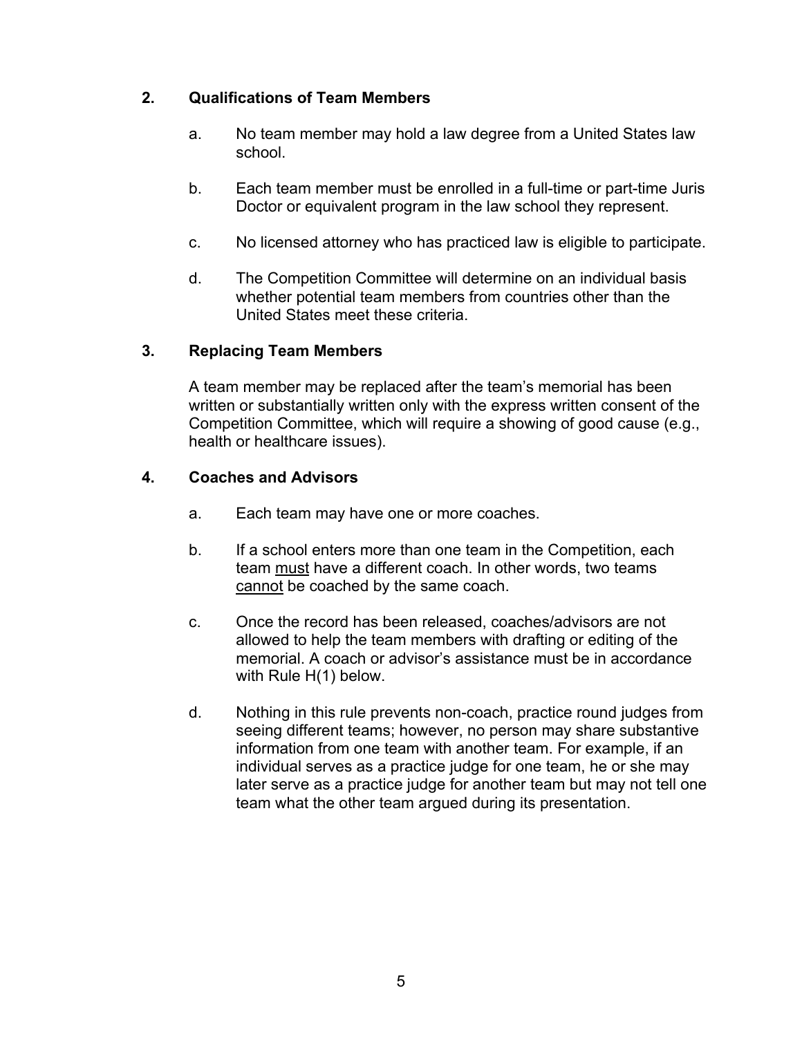## 2. Qualifications of Team Members

a. No team member may hold a law degree from a United States law school.

b. Each team member must be enrolled in a full-time or part-time Juris Doctor or equivalent program in the law school they represent.

c. No licensed attorney who has practiced law is eligible to participate.

d. The Competition Committee will determine on an individual basis whether potential team members from countries other than the United States meet these criteria.

## 3. Replacing Team Members

A team member may be replaced after the team's memorial has been written or substantially written only with the express written consent of the Competition Committee, which will require a showing of good cause (e.g., health or healthcare issues).

## 4. Coaches and Advisors

a. Each team may have one or more coaches.

b. If a school enters more than one team in the Competition, each team <u>must</u> have a different coach. In other words, two teams <u>cannot</u> be coached by the same coach.

c. Once the record has been released, coaches/advisors are not allowed to help the team members with drafting or editing of the memorial. A coach or advisor's assistance must be in accordance with Rule H(1) below.

d. Nothing in this rule prevents non-coach, practice round judges from seeing different teams; however, no person may share substantive information from one team with another team. For example, if an individual serves as a practice judge for one team, he or she may later serve as a practice judge for another team but may not tell one team what the other team argued during its presentation.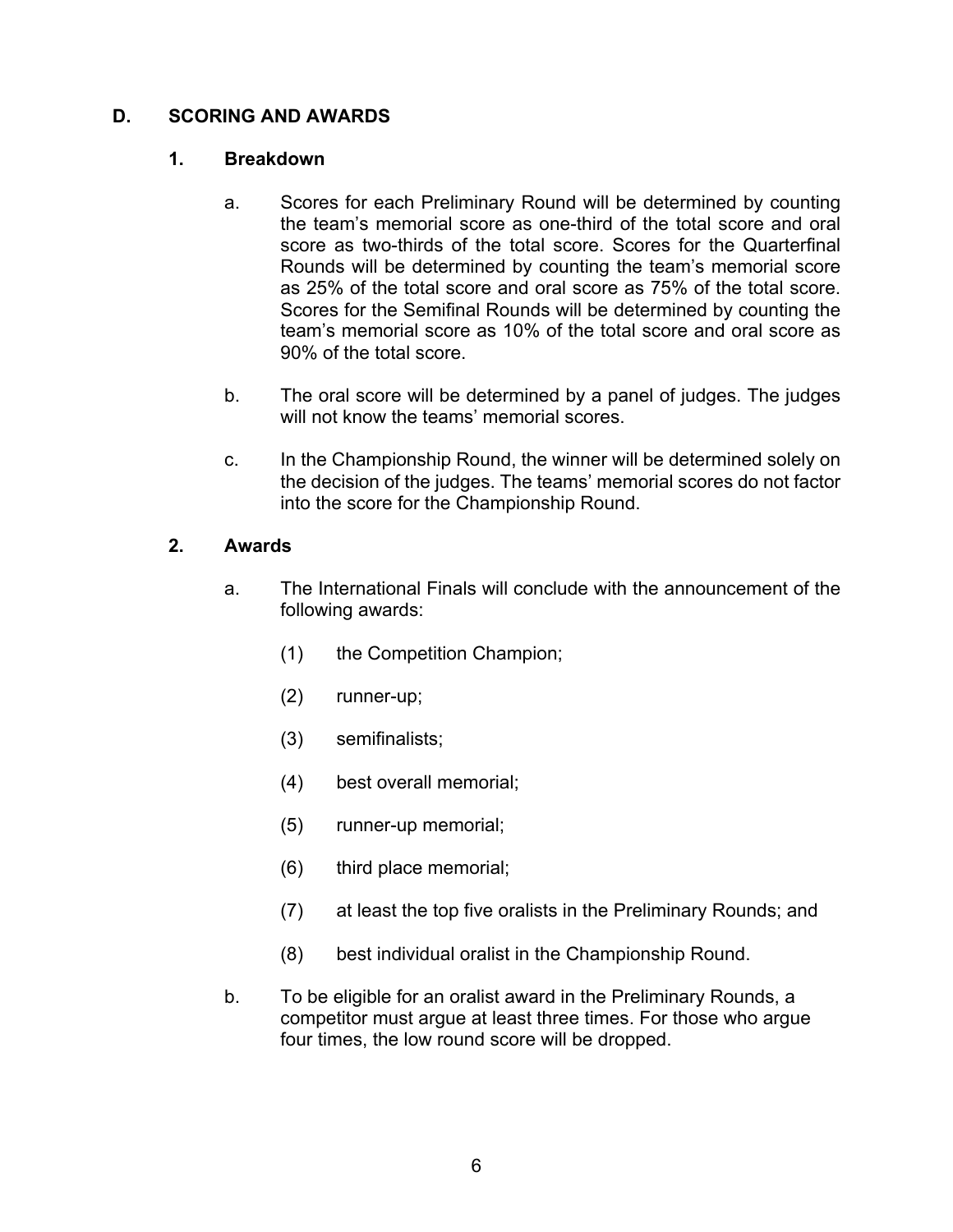## D. SCORING AND AWARDS

### 1. Breakdown

a. Scores for each Preliminary Round will be determined by counting the team's memorial score as one-third of the total score and oral score as two-thirds of the total score. Scores for the Quarterfinal Rounds will be determined by counting the team's memorial score as 25% of the total score and oral score as 75% of the total score. Scores for the Semifinal Rounds will be determined by counting the team's memorial score as 10% of the total score and oral score as 90% of the total score.

b. The oral score will be determined by a panel of judges. The judges will not know the teams' memorial scores.

c. In the Championship Round, the winner will be determined solely on the decision of the judges. The teams' memorial scores do not factor into the score for the Championship Round.

### 2. Awards

a. The International Finals will conclude with the announcement of the following awards:

(1) the Competition Champion;

(2) runner-up;

(3) semifinalists;

(4) best overall memorial;

(5) runner-up memorial;

(6) third place memorial;

(7) at least the top five oralists in the Preliminary Rounds; and

(8) best individual oralist in the Championship Round.

b. To be eligible for an oralist award in the Preliminary Rounds, a competitor must argue at least three times. For those who argue four times, the low round score will be dropped.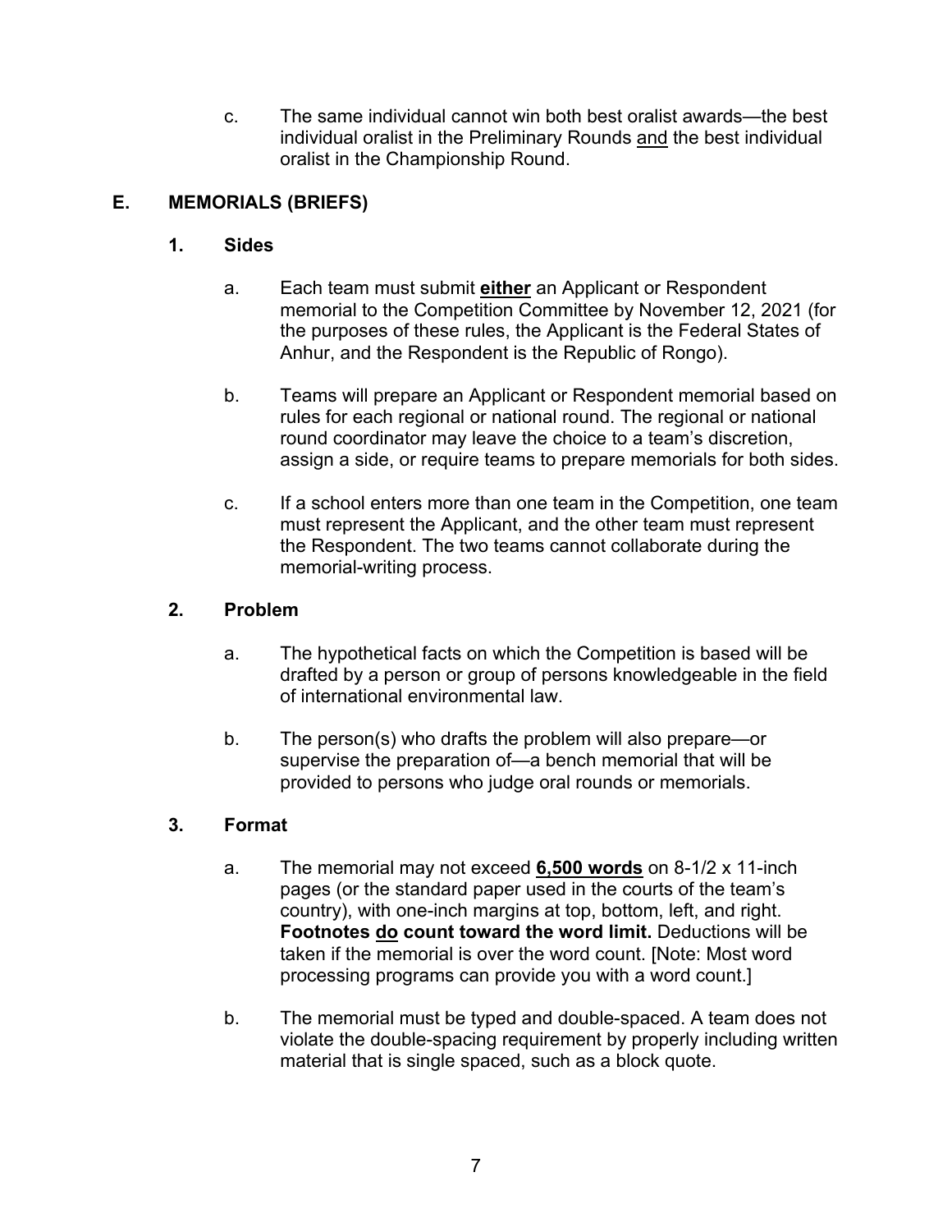c. The same individual cannot win both best oralist awards—the best individual oralist in the Preliminary Rounds <u>and</u> the best individual oralist in the Championship Round.

## E. MEMORIALS (BRIEFS)

### 1. Sides

a. Each team must submit **<u>either</u>** an Applicant or Respondent memorial to the Competition Committee by November 12, 2021 (for the purposes of these rules, the Applicant is the Federal States of Anhur, and the Respondent is the Republic of Rongo).

b. Teams will prepare an Applicant or Respondent memorial based on rules for each regional or national round. The regional or national round coordinator may leave the choice to a team's discretion, assign a side, or require teams to prepare memorials for both sides.

c. If a school enters more than one team in the Competition, one team must represent the Applicant, and the other team must represent the Respondent. The two teams cannot collaborate during the memorial-writing process.

### 2. Problem

a. The hypothetical facts on which the Competition is based will be drafted by a person or group of persons knowledgeable in the field of international environmental law.

b. The person(s) who drafts the problem will also prepare—or supervise the preparation of—a bench memorial that will be provided to persons who judge oral rounds or memorials.

### 3. Format

a. The memorial may not exceed **<u>6,500 words</u>** on 8-1/2 x 11-inch pages (or the standard paper used in the courts of the team's country), with one-inch margins at top, bottom, left, and right. **Footnotes <u>do</u> count toward the word limit.** Deductions will be taken if the memorial is over the word count. [Note: Most word processing programs can provide you with a word count.]

b. The memorial must be typed and double-spaced. A team does not violate the double-spacing requirement by properly including written material that is single spaced, such as a block quote.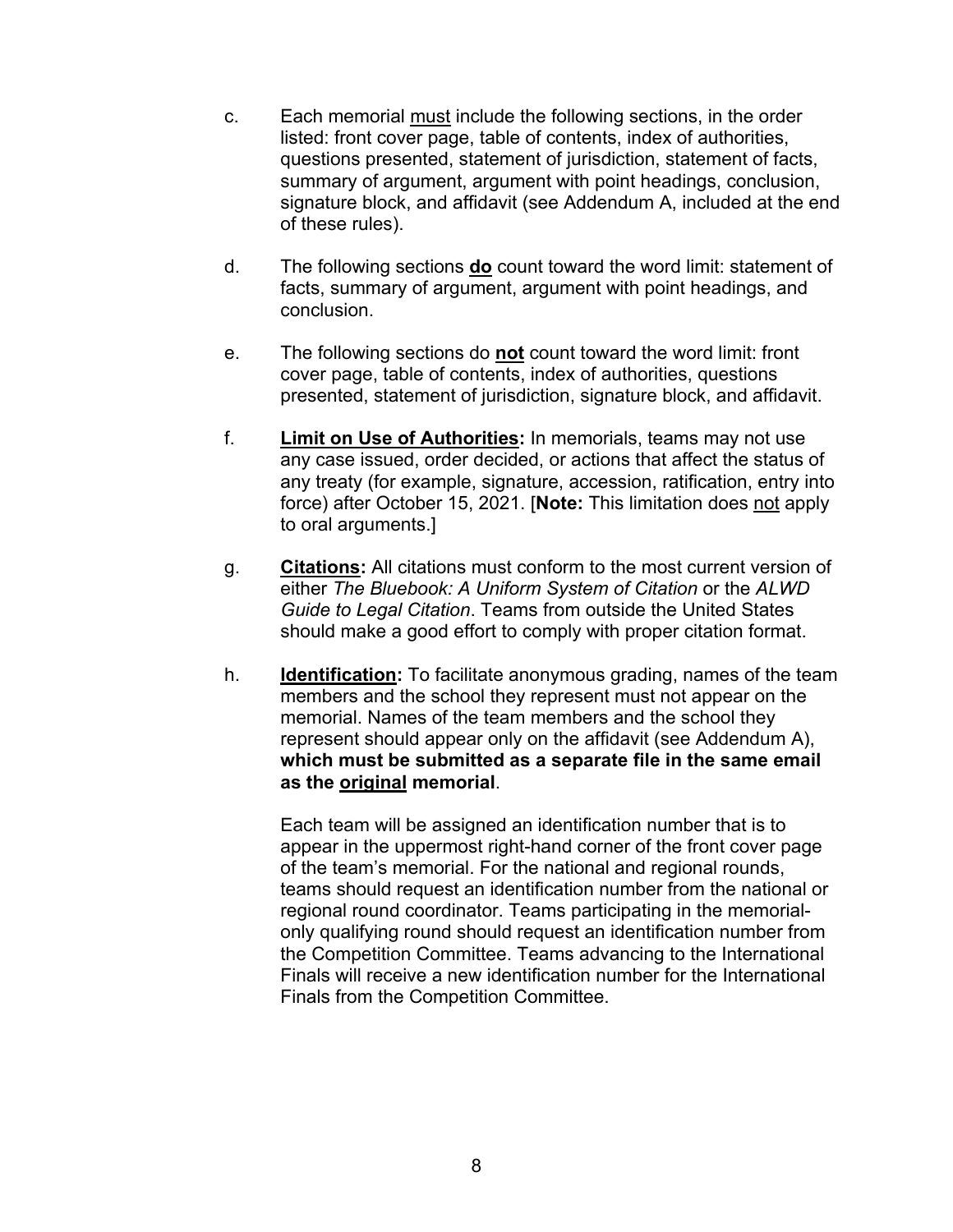c. Each memorial <u>must</u> include the following sections, in the order listed: front cover page, table of contents, index of authorities, questions presented, statement of jurisdiction, statement of facts, summary of argument, argument with point headings, conclusion, signature block, and affidavit (see Addendum A, included at the end of these rules).

d. The following sections **<u>do</u>** count toward the word limit: statement of facts, summary of argument, argument with point headings, and conclusion.

e. The following sections do **<u>not</u>** count toward the word limit: front cover page, table of contents, index of authorities, questions presented, statement of jurisdiction, signature block, and affidavit.

f. **<u>Limit on Use of Authorities</u>:** In memorials, teams may not use any case issued, order decided, or actions that affect the status of any treaty (for example, signature, accession, ratification, entry into force) after October 15, 2021. [**Note:** This limitation does <u>not</u> apply to oral arguments.]

g. **<u>Citations</u>:** All citations must conform to the most current version of either *The Bluebook: A Uniform System of Citation* or the *ALWD Guide to Legal Citation*. Teams from outside the United States should make a good effort to comply with proper citation format.

h. **<u>Identification</u>:** To facilitate anonymous grading, names of the team members and the school they represent must not appear on the memorial. Names of the team members and the school they represent should appear only on the affidavit (see Addendum A), **which must be submitted as a separate file in the same email as the <u>original</u> memorial**.

   Each team will be assigned an identification number that is to appear in the uppermost right-hand corner of the front cover page of the team's memorial. For the national and regional rounds, teams should request an identification number from the national or regional round coordinator. Teams participating in the memorial-only qualifying round should request an identification number from the Competition Committee. Teams advancing to the International Finals will receive a new identification number for the International Finals from the Competition Committee.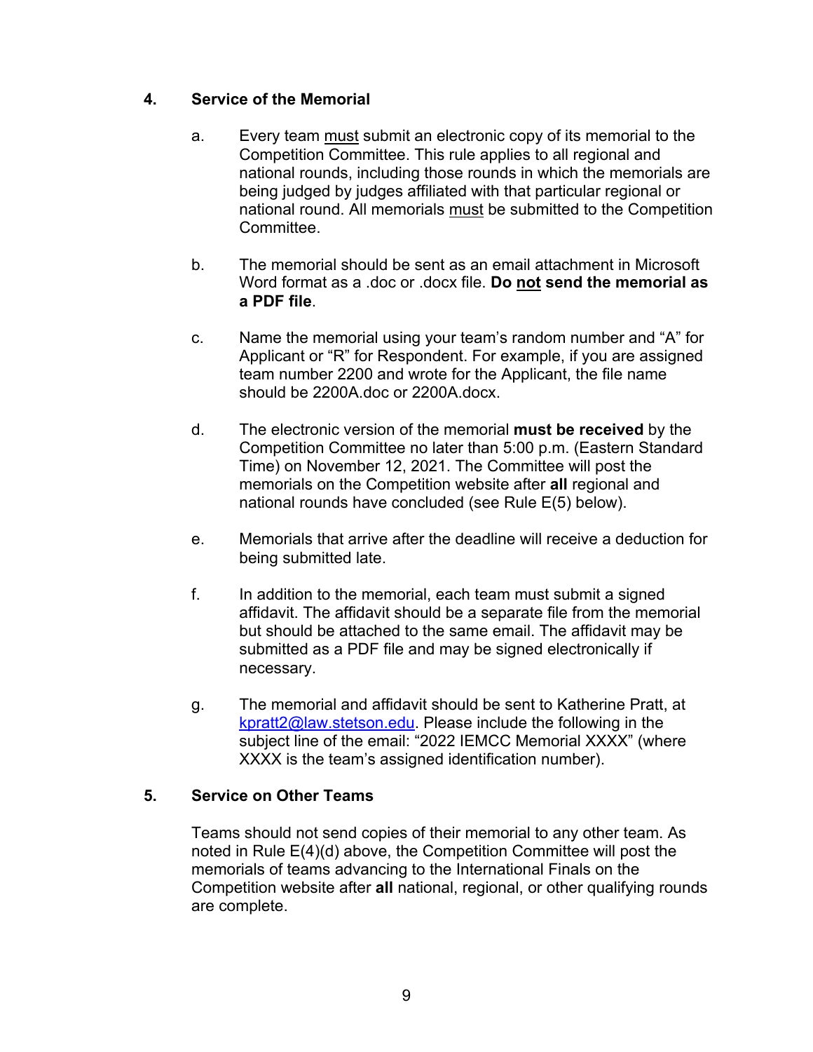### 4. Service of the Memorial

a. Every team must submit an electronic copy of its memorial to the Competition Committee. This rule applies to all regional and national rounds, including those rounds in which the memorials are being judged by judges affiliated with that particular regional or national round. All memorials must be submitted to the Competition Committee.

b. The memorial should be sent as an email attachment in Microsoft Word format as a .doc or .docx file. **Do not send the memorial as a PDF file**.

c. Name the memorial using your team's random number and "A" for Applicant or "R" for Respondent. For example, if you are assigned team number 2200 and wrote for the Applicant, the file name should be 2200A.doc or 2200A.docx.

d. The electronic version of the memorial **must be received** by the Competition Committee no later than 5:00 p.m. (Eastern Standard Time) on November 12, 2021. The Committee will post the memorials on the Competition website after **all** regional and national rounds have concluded (see Rule E(5) below).

e. Memorials that arrive after the deadline will receive a deduction for being submitted late.

f. In addition to the memorial, each team must submit a signed affidavit. The affidavit should be a separate file from the memorial but should be attached to the same email. The affidavit may be submitted as a PDF file and may be signed electronically if necessary.

g. The memorial and affidavit should be sent to Katherine Pratt, at kpratt2@law.stetson.edu. Please include the following in the subject line of the email: "2022 IEMCC Memorial XXXX" (where XXXX is the team's assigned identification number).

### 5. Service on Other Teams

Teams should not send copies of their memorial to any other team. As noted in Rule E(4)(d) above, the Competition Committee will post the memorials of teams advancing to the International Finals on the Competition website after **all** national, regional, or other qualifying rounds are complete.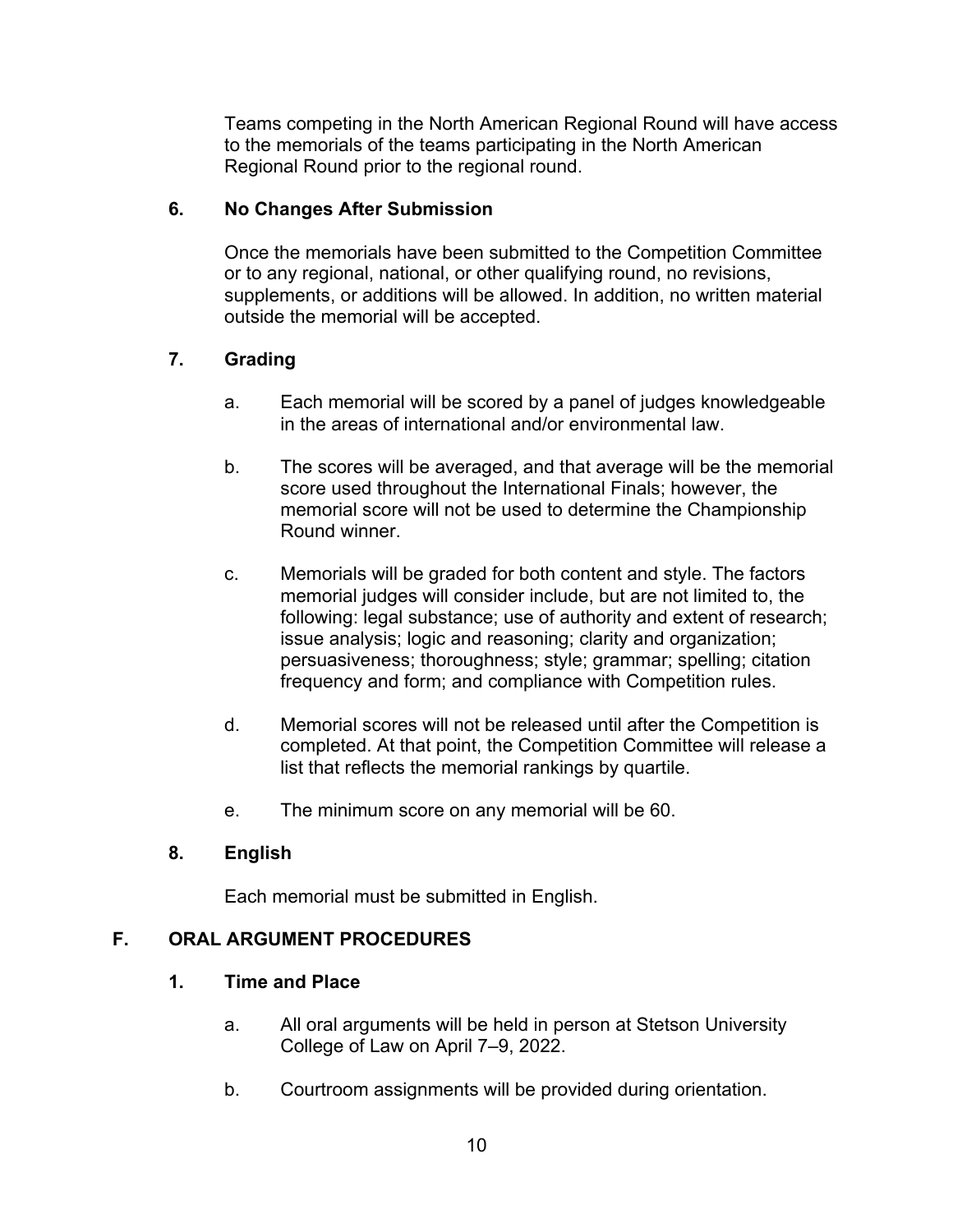Teams competing in the North American Regional Round will have access to the memorials of the teams participating in the North American Regional Round prior to the regional round.

### 6. No Changes After Submission

Once the memorials have been submitted to the Competition Committee or to any regional, national, or other qualifying round, no revisions, supplements, or additions will be allowed. In addition, no written material outside the memorial will be accepted.

### 7. Grading

a. Each memorial will be scored by a panel of judges knowledgeable in the areas of international and/or environmental law.

b. The scores will be averaged, and that average will be the memorial score used throughout the International Finals; however, the memorial score will not be used to determine the Championship Round winner.

c. Memorials will be graded for both content and style. The factors memorial judges will consider include, but are not limited to, the following: legal substance; use of authority and extent of research; issue analysis; logic and reasoning; clarity and organization; persuasiveness; thoroughness; style; grammar; spelling; citation frequency and form; and compliance with Competition rules.

d. Memorial scores will not be released until after the Competition is completed. At that point, the Competition Committee will release a list that reflects the memorial rankings by quartile.

e. The minimum score on any memorial will be 60.

### 8. English

Each memorial must be submitted in English.

## F. ORAL ARGUMENT PROCEDURES

### 1. Time and Place

a. All oral arguments will be held in person at Stetson University College of Law on April 7–9, 2022.

b. Courtroom assignments will be provided during orientation.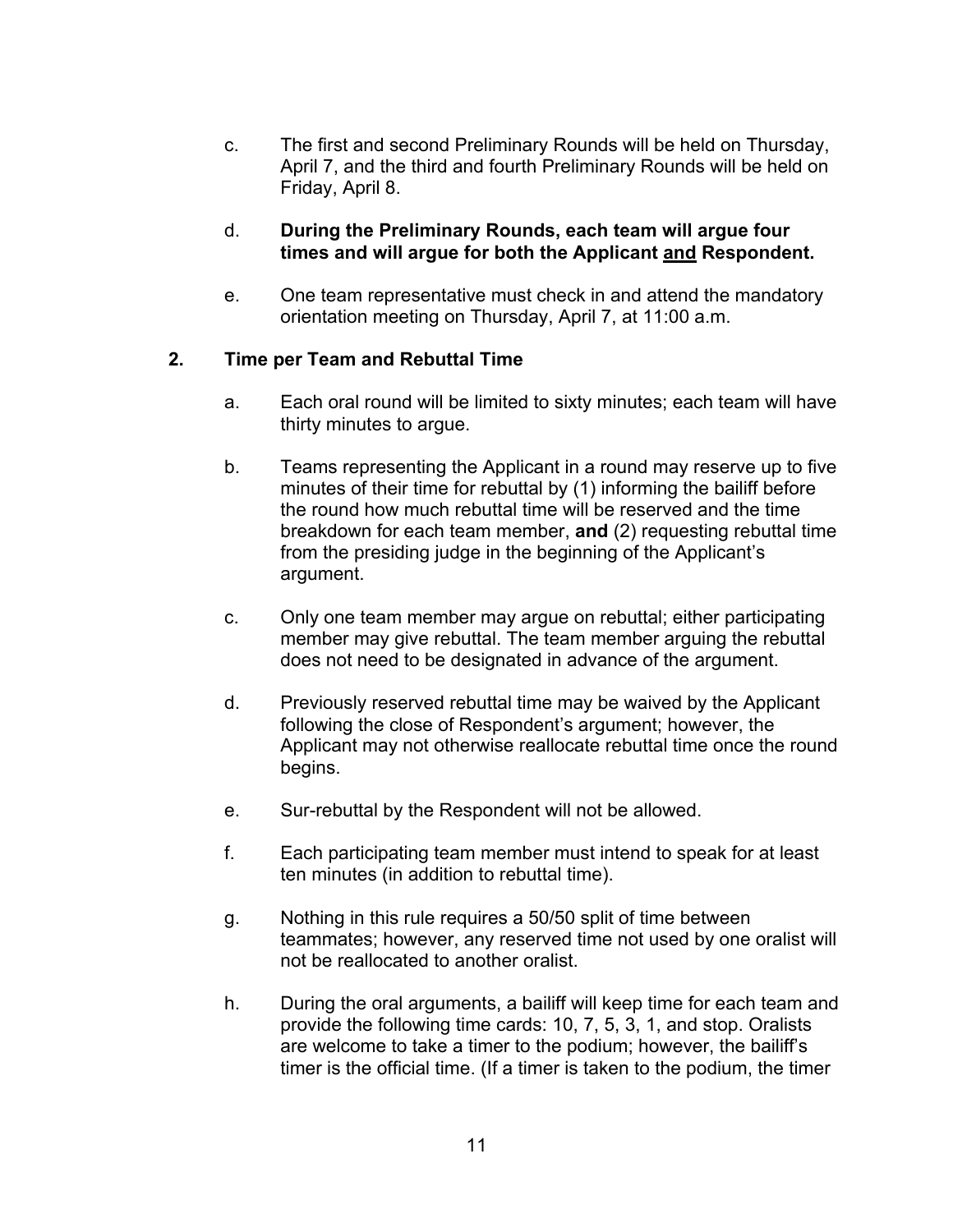c. The first and second Preliminary Rounds will be held on Thursday, April 7, and the third and fourth Preliminary Rounds will be held on Friday, April 8.

d. **During the Preliminary Rounds, each team will argue four times and will argue for both the Applicant <u>and</u> Respondent.**

e. One team representative must check in and attend the mandatory orientation meeting on Thursday, April 7, at 11:00 a.m.

**2. Time per Team and Rebuttal Time**

a. Each oral round will be limited to sixty minutes; each team will have thirty minutes to argue.

b. Teams representing the Applicant in a round may reserve up to five minutes of their time for rebuttal by (1) informing the bailiff before the round how much rebuttal time will be reserved and the time breakdown for each team member, **and** (2) requesting rebuttal time from the presiding judge in the beginning of the Applicant's argument.

c. Only one team member may argue on rebuttal; either participating member may give rebuttal. The team member arguing the rebuttal does not need to be designated in advance of the argument.

d. Previously reserved rebuttal time may be waived by the Applicant following the close of Respondent's argument; however, the Applicant may not otherwise reallocate rebuttal time once the round begins.

e. Sur-rebuttal by the Respondent will not be allowed.

f. Each participating team member must intend to speak for at least ten minutes (in addition to rebuttal time).

g. Nothing in this rule requires a 50/50 split of time between teammates; however, any reserved time not used by one oralist will not be reallocated to another oralist.

h. During the oral arguments, a bailiff will keep time for each team and provide the following time cards: 10, 7, 5, 3, 1, and stop. Oralists are welcome to take a timer to the podium; however, the bailiff's timer is the official time. (If a timer is taken to the podium, the timer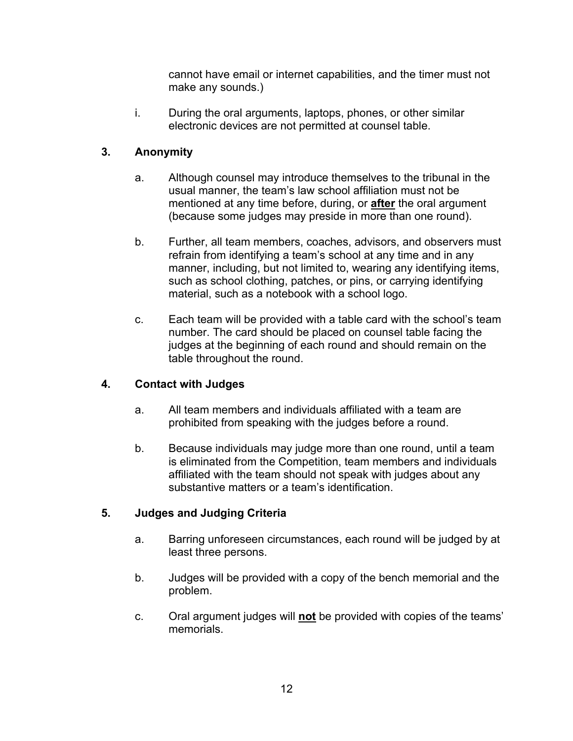cannot have email or internet capabilities, and the timer must not make any sounds.)

i. During the oral arguments, laptops, phones, or other similar electronic devices are not permitted at counsel table.

### 3. Anonymity

a. Although counsel may introduce themselves to the tribunal in the usual manner, the team's law school affiliation must not be mentioned at any time before, during, or **after** the oral argument (because some judges may preside in more than one round).

b. Further, all team members, coaches, advisors, and observers must refrain from identifying a team's school at any time and in any manner, including, but not limited to, wearing any identifying items, such as school clothing, patches, or pins, or carrying identifying material, such as a notebook with a school logo.

c. Each team will be provided with a table card with the school's team number. The card should be placed on counsel table facing the judges at the beginning of each round and should remain on the table throughout the round.

### 4. Contact with Judges

a. All team members and individuals affiliated with a team are prohibited from speaking with the judges before a round.

b. Because individuals may judge more than one round, until a team is eliminated from the Competition, team members and individuals affiliated with the team should not speak with judges about any substantive matters or a team's identification.

### 5. Judges and Judging Criteria

a. Barring unforeseen circumstances, each round will be judged by at least three persons.

b. Judges will be provided with a copy of the bench memorial and the problem.

c. Oral argument judges will **not** be provided with copies of the teams' memorials.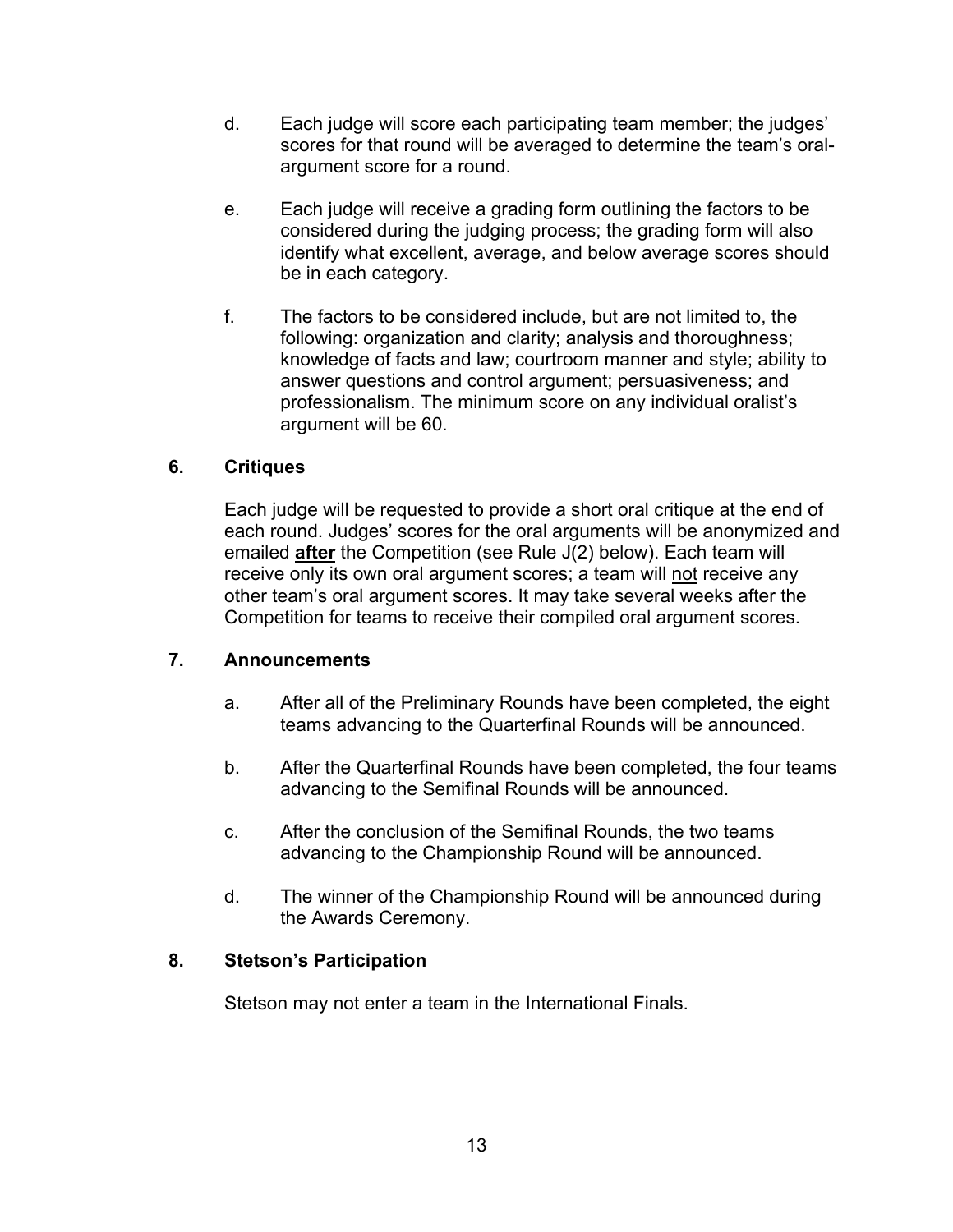d. Each judge will score each participating team member; the judges' scores for that round will be averaged to determine the team's oral-argument score for a round.

e. Each judge will receive a grading form outlining the factors to be considered during the judging process; the grading form will also identify what excellent, average, and below average scores should be in each category.

f. The factors to be considered include, but are not limited to, the following: organization and clarity; analysis and thoroughness; knowledge of facts and law; courtroom manner and style; ability to answer questions and control argument; persuasiveness; and professionalism. The minimum score on any individual oralist's argument will be 60.

### 6. Critiques

Each judge will be requested to provide a short oral critique at the end of each round. Judges' scores for the oral arguments will be anonymized and emailed **<u>after</u>** the Competition (see Rule J(2) below). Each team will receive only its own oral argument scores; a team will <u>not</u> receive any other team's oral argument scores. It may take several weeks after the Competition for teams to receive their compiled oral argument scores.

### 7. Announcements

a. After all of the Preliminary Rounds have been completed, the eight teams advancing to the Quarterfinal Rounds will be announced.

b. After the Quarterfinal Rounds have been completed, the four teams advancing to the Semifinal Rounds will be announced.

c. After the conclusion of the Semifinal Rounds, the two teams advancing to the Championship Round will be announced.

d. The winner of the Championship Round will be announced during the Awards Ceremony.

### 8. Stetson's Participation

Stetson may not enter a team in the International Finals.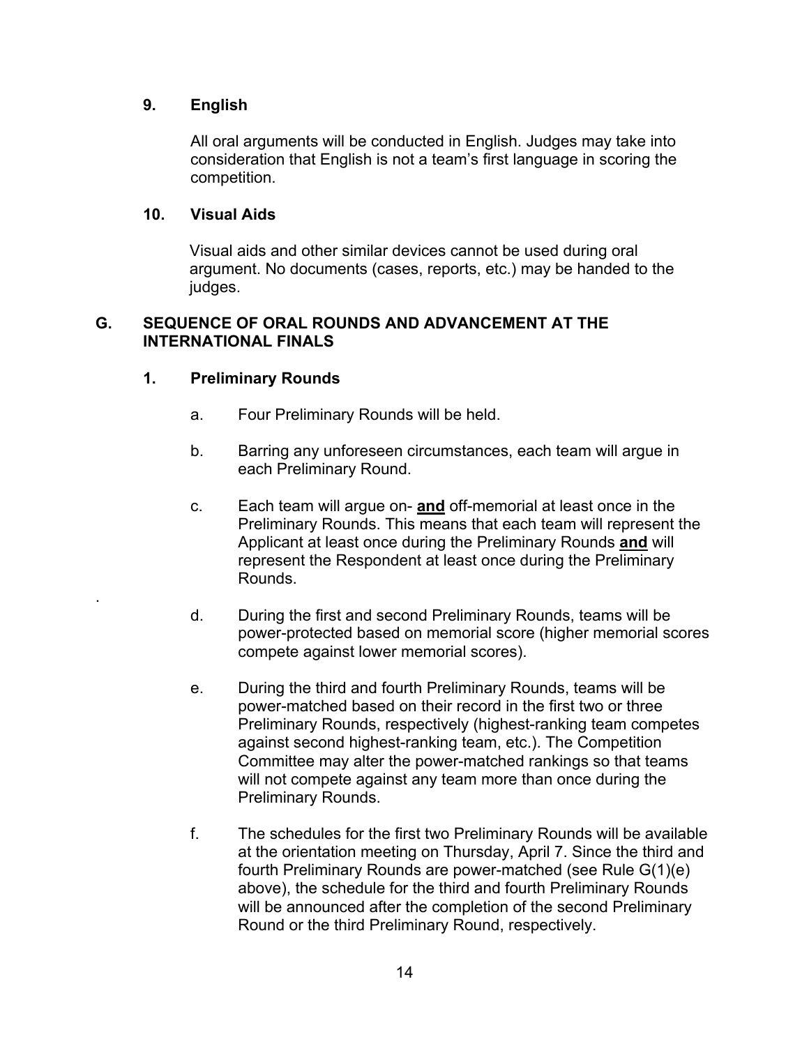### 9. English

All oral arguments will be conducted in English. Judges may take into consideration that English is not a team's first language in scoring the competition.

### 10. Visual Aids

Visual aids and other similar devices cannot be used during oral argument. No documents (cases, reports, etc.) may be handed to the judges.

## G. SEQUENCE OF ORAL ROUNDS AND ADVANCEMENT AT THE INTERNATIONAL FINALS

### 1. Preliminary Rounds

a. Four Preliminary Rounds will be held.

b. Barring any unforeseen circumstances, each team will argue in each Preliminary Round.

c. Each team will argue on- **and** off-memorial at least once in the Preliminary Rounds. This means that each team will represent the Applicant at least once during the Preliminary Rounds **and** will represent the Respondent at least once during the Preliminary Rounds.

d. During the first and second Preliminary Rounds, teams will be power-protected based on memorial score (higher memorial scores compete against lower memorial scores).

e. During the third and fourth Preliminary Rounds, teams will be power-matched based on their record in the first two or three Preliminary Rounds, respectively (highest-ranking team competes against second highest-ranking team, etc.). The Competition Committee may alter the power-matched rankings so that teams will not compete against any team more than once during the Preliminary Rounds.

f. The schedules for the first two Preliminary Rounds will be available at the orientation meeting on Thursday, April 7. Since the third and fourth Preliminary Rounds are power-matched (see Rule G(1)(e) above), the schedule for the third and fourth Preliminary Rounds will be announced after the completion of the second Preliminary Round or the third Preliminary Round, respectively.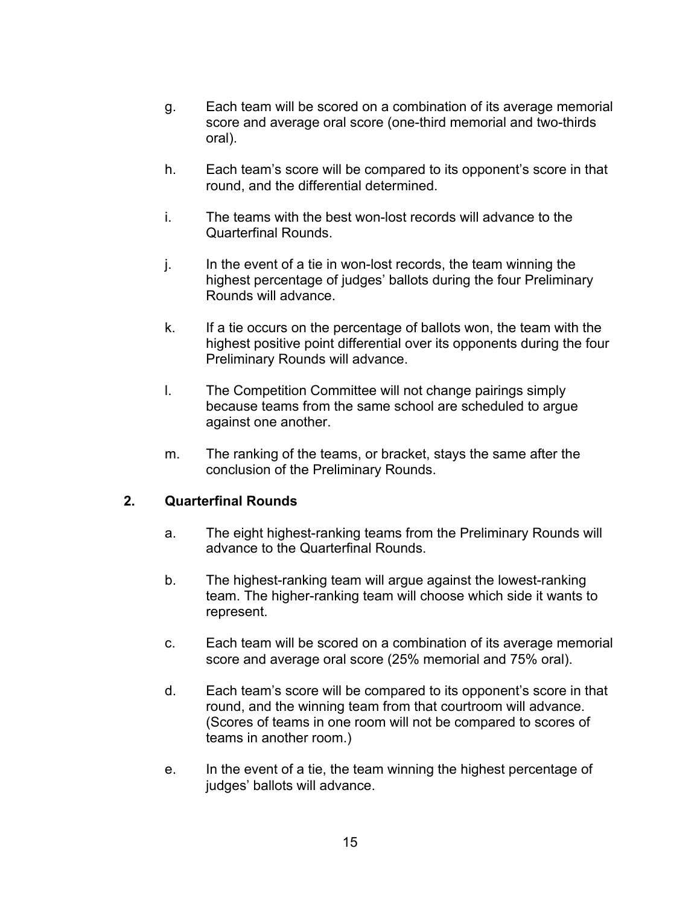g. Each team will be scored on a combination of its average memorial score and average oral score (one-third memorial and two-thirds oral).

h. Each team's score will be compared to its opponent's score in that round, and the differential determined.

i. The teams with the best won-lost records will advance to the Quarterfinal Rounds.

j. In the event of a tie in won-lost records, the team winning the highest percentage of judges' ballots during the four Preliminary Rounds will advance.

k. If a tie occurs on the percentage of ballots won, the team with the highest positive point differential over its opponents during the four Preliminary Rounds will advance.

l. The Competition Committee will not change pairings simply because teams from the same school are scheduled to argue against one another.

m. The ranking of the teams, or bracket, stays the same after the conclusion of the Preliminary Rounds.

### 2. Quarterfinal Rounds

a. The eight highest-ranking teams from the Preliminary Rounds will advance to the Quarterfinal Rounds.

b. The highest-ranking team will argue against the lowest-ranking team. The higher-ranking team will choose which side it wants to represent.

c. Each team will be scored on a combination of its average memorial score and average oral score (25% memorial and 75% oral).

d. Each team's score will be compared to its opponent's score in that round, and the winning team from that courtroom will advance. (Scores of teams in one room will not be compared to scores of teams in another room.)

e. In the event of a tie, the team winning the highest percentage of judges' ballots will advance.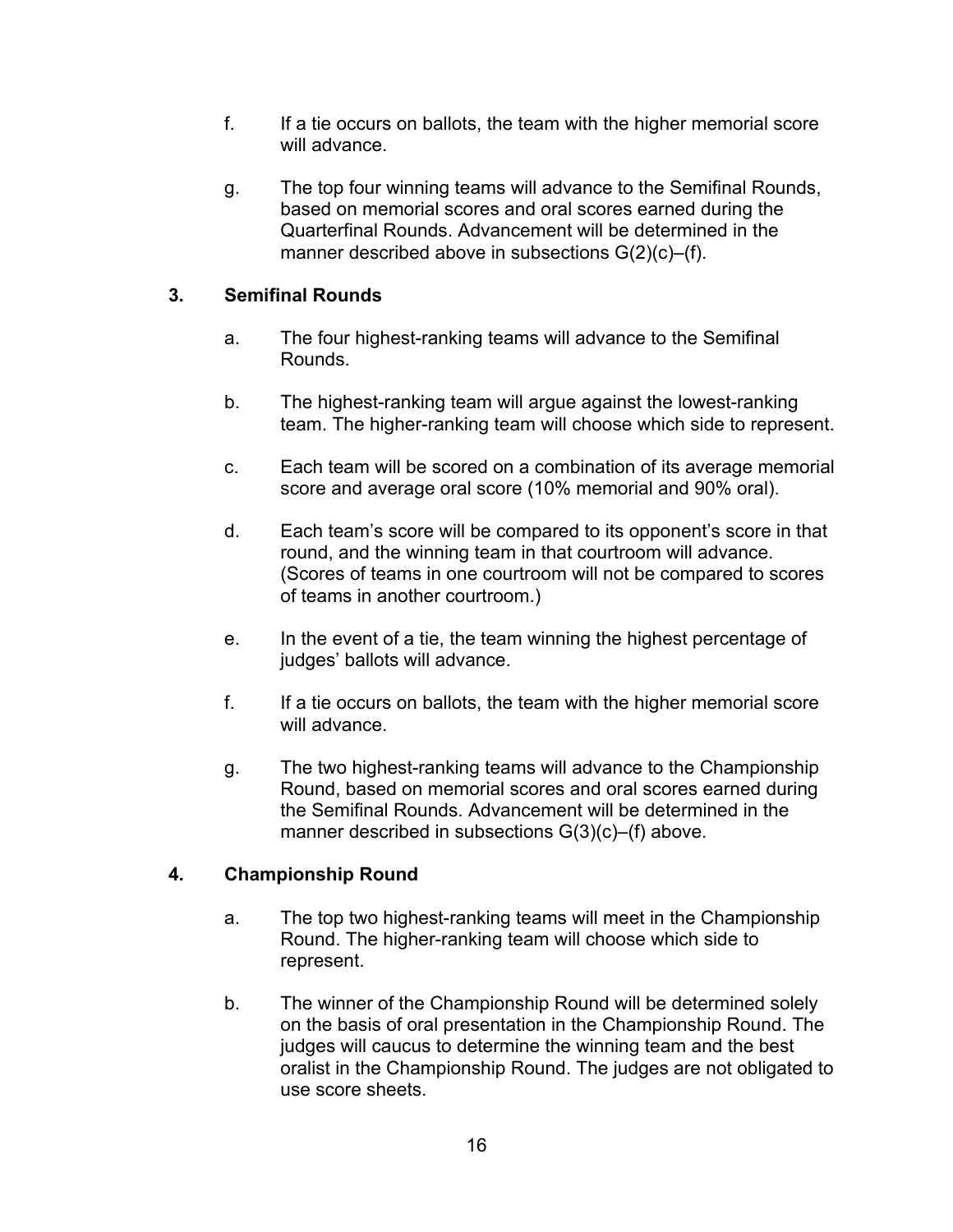f. If a tie occurs on ballots, the team with the higher memorial score will advance.

g. The top four winning teams will advance to the Semifinal Rounds, based on memorial scores and oral scores earned during the Quarterfinal Rounds. Advancement will be determined in the manner described above in subsections G(2)(c)–(f).

### 3. Semifinal Rounds

a. The four highest-ranking teams will advance to the Semifinal Rounds.

b. The highest-ranking team will argue against the lowest-ranking team. The higher-ranking team will choose which side to represent.

c. Each team will be scored on a combination of its average memorial score and average oral score (10% memorial and 90% oral).

d. Each team's score will be compared to its opponent's score in that round, and the winning team in that courtroom will advance. (Scores of teams in one courtroom will not be compared to scores of teams in another courtroom.)

e. In the event of a tie, the team winning the highest percentage of judges' ballots will advance.

f. If a tie occurs on ballots, the team with the higher memorial score will advance.

g. The two highest-ranking teams will advance to the Championship Round, based on memorial scores and oral scores earned during the Semifinal Rounds. Advancement will be determined in the manner described in subsections G(3)(c)–(f) above.

### 4. Championship Round

a. The top two highest-ranking teams will meet in the Championship Round. The higher-ranking team will choose which side to represent.

b. The winner of the Championship Round will be determined solely on the basis of oral presentation in the Championship Round. The judges will caucus to determine the winning team and the best oralist in the Championship Round. The judges are not obligated to use score sheets.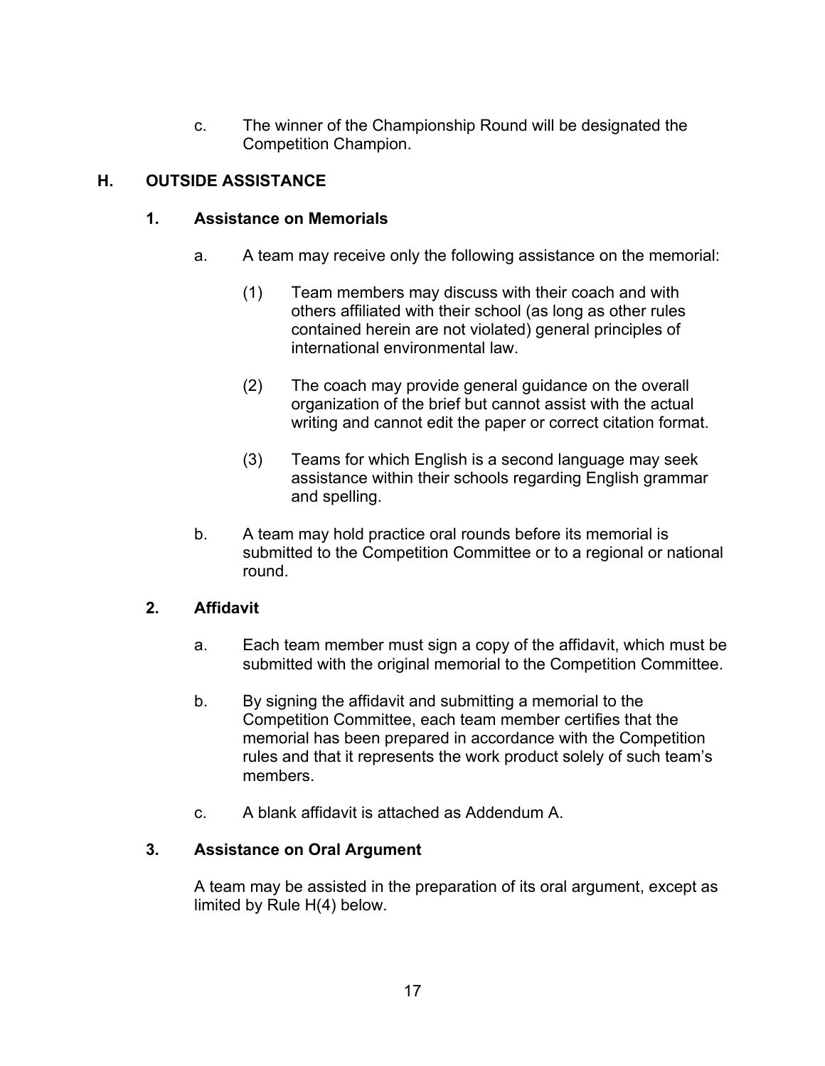c. The winner of the Championship Round will be designated the Competition Champion.

## H. OUTSIDE ASSISTANCE

### 1. Assistance on Memorials

a. A team may receive only the following assistance on the memorial:

(1) Team members may discuss with their coach and with others affiliated with their school (as long as other rules contained herein are not violated) general principles of international environmental law.

(2) The coach may provide general guidance on the overall organization of the brief but cannot assist with the actual writing and cannot edit the paper or correct citation format.

(3) Teams for which English is a second language may seek assistance within their schools regarding English grammar and spelling.

b. A team may hold practice oral rounds before its memorial is submitted to the Competition Committee or to a regional or national round.

### 2. Affidavit

a. Each team member must sign a copy of the affidavit, which must be submitted with the original memorial to the Competition Committee.

b. By signing the affidavit and submitting a memorial to the Competition Committee, each team member certifies that the memorial has been prepared in accordance with the Competition rules and that it represents the work product solely of such team's members.

c. A blank affidavit is attached as Addendum A.

### 3. Assistance on Oral Argument

A team may be assisted in the preparation of its oral argument, except as limited by Rule H(4) below.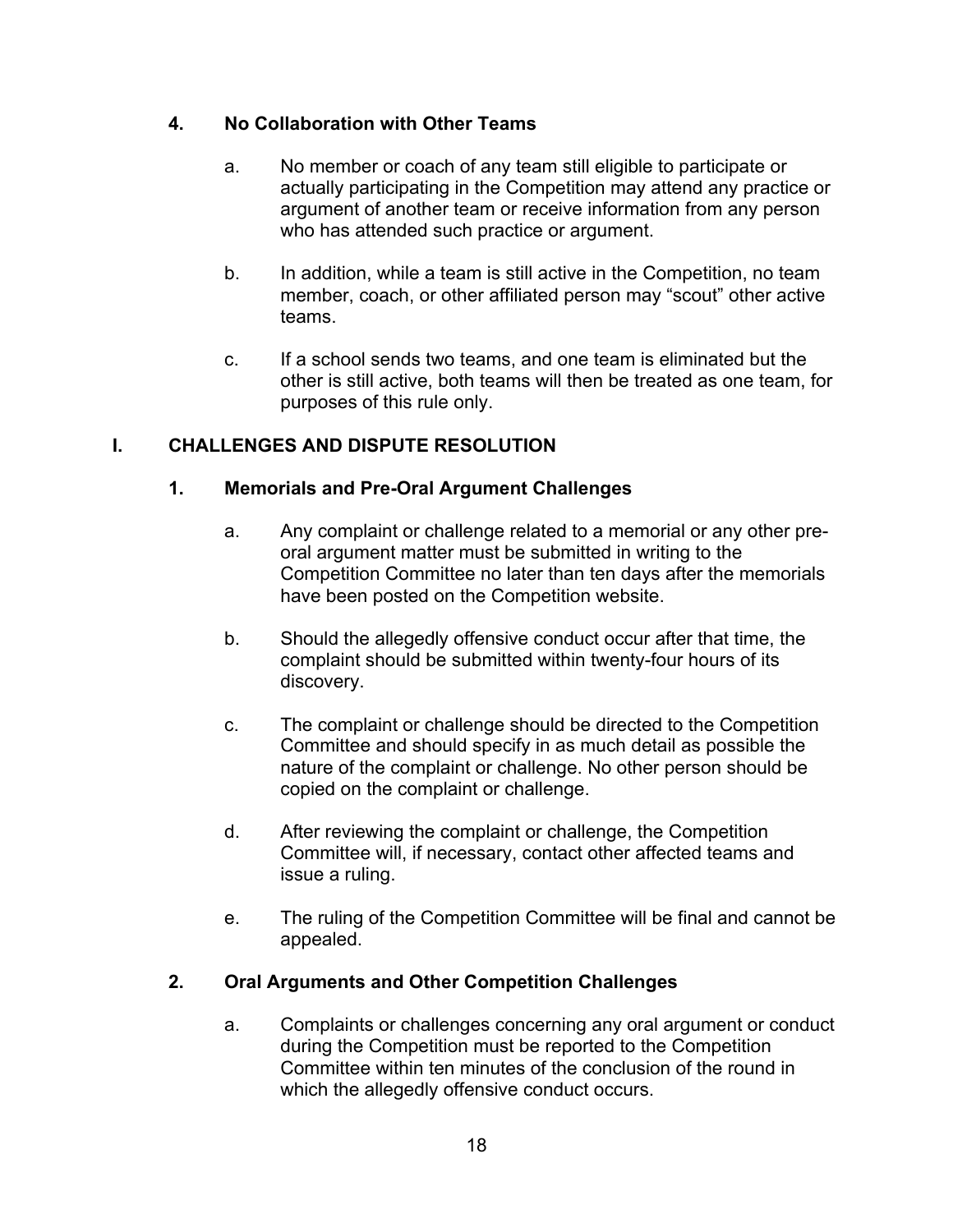### 4. No Collaboration with Other Teams

a. No member or coach of any team still eligible to participate or actually participating in the Competition may attend any practice or argument of another team or receive information from any person who has attended such practice or argument.

b. In addition, while a team is still active in the Competition, no team member, coach, or other affiliated person may "scout" other active teams.

c. If a school sends two teams, and one team is eliminated but the other is still active, both teams will then be treated as one team, for purposes of this rule only.

## I. CHALLENGES AND DISPUTE RESOLUTION

### 1. Memorials and Pre-Oral Argument Challenges

a. Any complaint or challenge related to a memorial or any other pre-oral argument matter must be submitted in writing to the Competition Committee no later than ten days after the memorials have been posted on the Competition website.

b. Should the allegedly offensive conduct occur after that time, the complaint should be submitted within twenty-four hours of its discovery.

c. The complaint or challenge should be directed to the Competition Committee and should specify in as much detail as possible the nature of the complaint or challenge. No other person should be copied on the complaint or challenge.

d. After reviewing the complaint or challenge, the Competition Committee will, if necessary, contact other affected teams and issue a ruling.

e. The ruling of the Competition Committee will be final and cannot be appealed.

### 2. Oral Arguments and Other Competition Challenges

a. Complaints or challenges concerning any oral argument or conduct during the Competition must be reported to the Competition Committee within ten minutes of the conclusion of the round in which the allegedly offensive conduct occurs.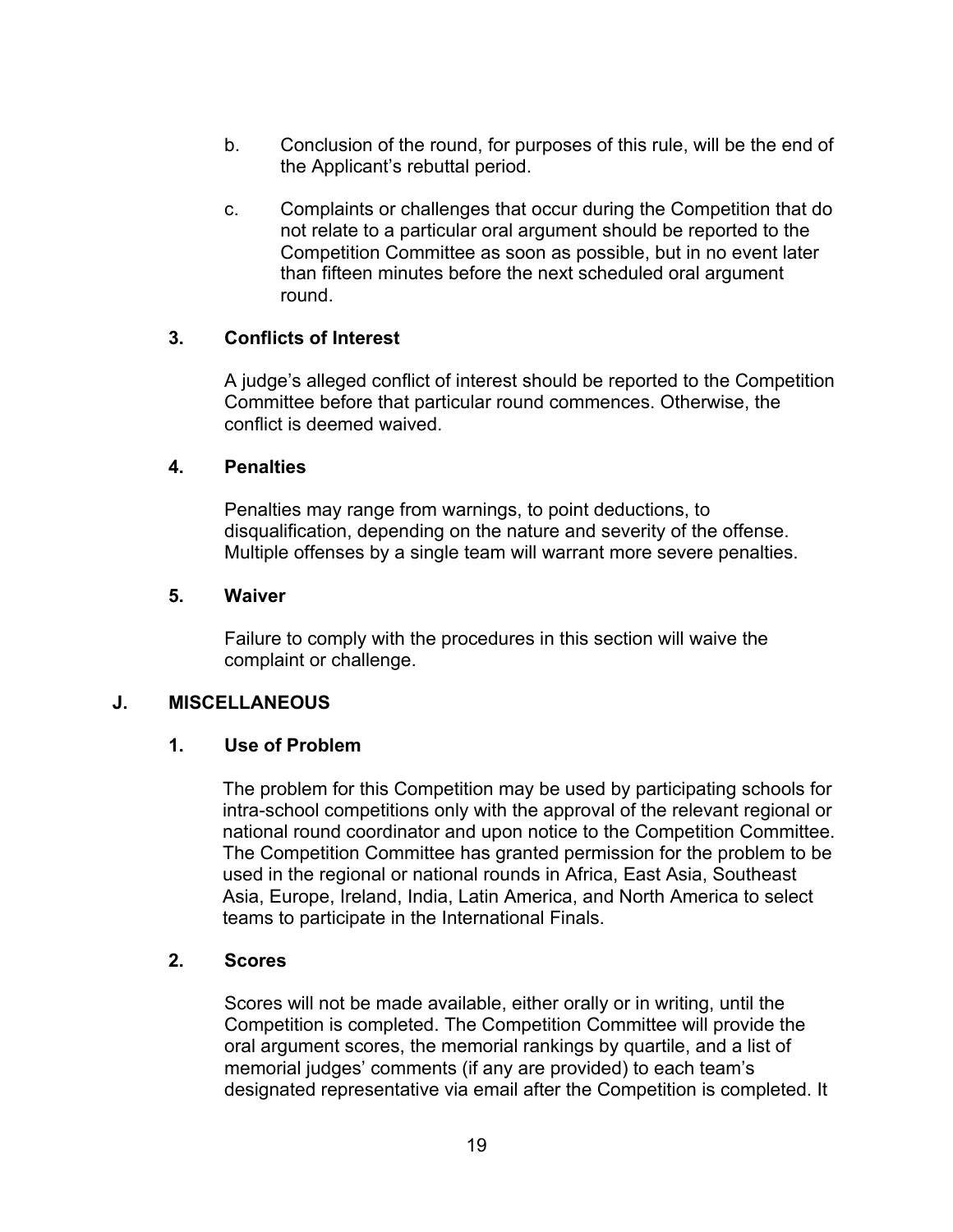b. Conclusion of the round, for purposes of this rule, will be the end of the Applicant's rebuttal period.

c. Complaints or challenges that occur during the Competition that do not relate to a particular oral argument should be reported to the Competition Committee as soon as possible, but in no event later than fifteen minutes before the next scheduled oral argument round.

### 3. Conflicts of Interest

A judge's alleged conflict of interest should be reported to the Competition Committee before that particular round commences. Otherwise, the conflict is deemed waived.

### 4. Penalties

Penalties may range from warnings, to point deductions, to disqualification, depending on the nature and severity of the offense. Multiple offenses by a single team will warrant more severe penalties.

### 5. Waiver

Failure to comply with the procedures in this section will waive the complaint or challenge.

## J. MISCELLANEOUS

### 1. Use of Problem

The problem for this Competition may be used by participating schools for intra-school competitions only with the approval of the relevant regional or national round coordinator and upon notice to the Competition Committee. The Competition Committee has granted permission for the problem to be used in the regional or national rounds in Africa, East Asia, Southeast Asia, Europe, Ireland, India, Latin America, and North America to select teams to participate in the International Finals.

### 2. Scores

Scores will not be made available, either orally or in writing, until the Competition is completed. The Competition Committee will provide the oral argument scores, the memorial rankings by quartile, and a list of memorial judges' comments (if any are provided) to each team's designated representative via email after the Competition is completed. It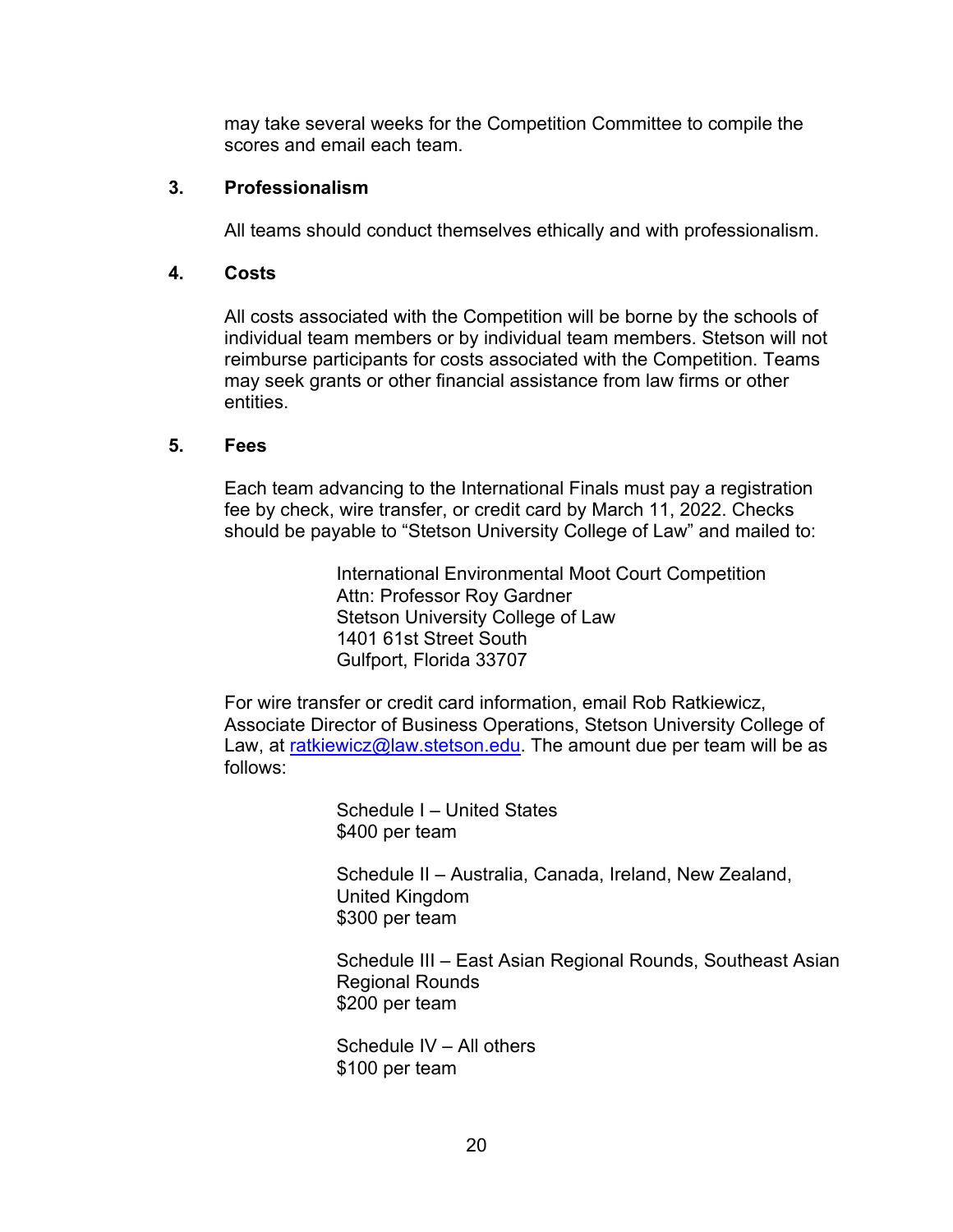may take several weeks for the Competition Committee to compile the scores and email each team.

### 3. Professionalism

All teams should conduct themselves ethically and with professionalism.

### 4. Costs

All costs associated with the Competition will be borne by the schools of individual team members or by individual team members. Stetson will not reimburse participants for costs associated with the Competition. Teams may seek grants or other financial assistance from law firms or other entities.

### 5. Fees

Each team advancing to the International Finals must pay a registration fee by check, wire transfer, or credit card by March 11, 2022. Checks should be payable to "Stetson University College of Law" and mailed to:

> International Environmental Moot Court Competition
> Attn: Professor Roy Gardner
> Stetson University College of Law
> 1401 61st Street South
> Gulfport, Florida 33707

For wire transfer or credit card information, email Rob Ratkiewicz, Associate Director of Business Operations, Stetson University College of Law, at ratkiewicz@law.stetson.edu. The amount due per team will be as follows:

> Schedule I – United States
> $400 per team
>
> Schedule II – Australia, Canada, Ireland, New Zealand, United Kingdom
> $300 per team
>
> Schedule III – East Asian Regional Rounds, Southeast Asian Regional Rounds
> $200 per team
>
> Schedule IV – All others
> $100 per team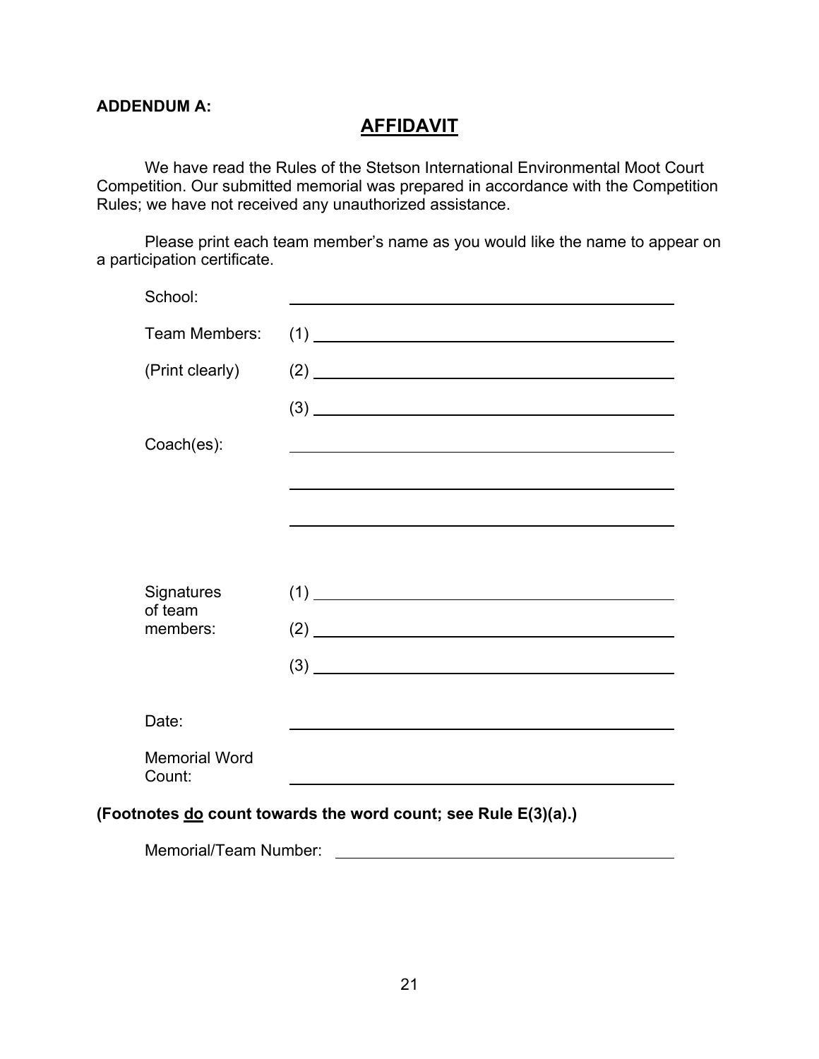**ADDENDUM A:**

# AFFIDAVIT

We have read the Rules of the Stetson International Environmental Moot Court Competition. Our submitted memorial was prepared in accordance with the Competition Rules; we have not received any unauthorized assistance.

Please print each team member's name as you would like the name to appear on a participation certificate.

School: ______________________________

Team Members: (1) ______________________________

(Print clearly) (2) ______________________________

(3) ______________________________

Coach(es): ______________________________

______________________________

______________________________

Signatures of team members: (1) ______________________________

(2) ______________________________

(3) ______________________________

Date: ______________________________

Memorial Word Count: ______________________________

**(Footnotes do count towards the word count; see Rule E(3)(a).)**

Memorial/Team Number: ______________________________